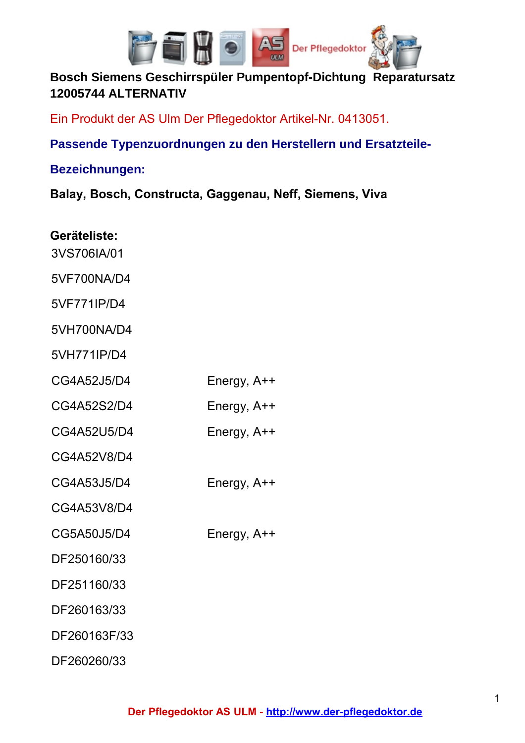# Bosch Siemens Geschirrspüler Pumpentopf-Dichtung Reparatursatz 12005744 ALTERNATIV

Ein Produkt der AS Ulm Der Pflegedoktor Artikel-Nr. 0413051.

**Passende Typenzuordnungen zu den Herstellern und Ersatzteile-Bezeichnungen:**

**Balay, Bosch, Constructa, Gaggenau, Neff, Siemens, Viva**

**Geräteliste:**

| | |
|---|---|
| 3VS706IA/01 | |
| 5VF700NA/D4 | |
| 5VF771IP/D4 | |
| 5VH700NA/D4 | |
| 5VH771IP/D4 | |
| CG4A52J5/D4 | Energy, A++ |
| CG4A52S2/D4 | Energy, A++ |
| CG4A52U5/D4 | Energy, A++ |
| CG4A52V8/D4 | |
| CG4A53J5/D4 | Energy, A++ |
| CG4A53V8/D4 | |
| CG5A50J5/D4 | Energy, A++ |
| DF250160/33 | |
| DF251160/33 | |
| DF260163/33 | |
| DF260163F/33 | |
| DF260260/33 | |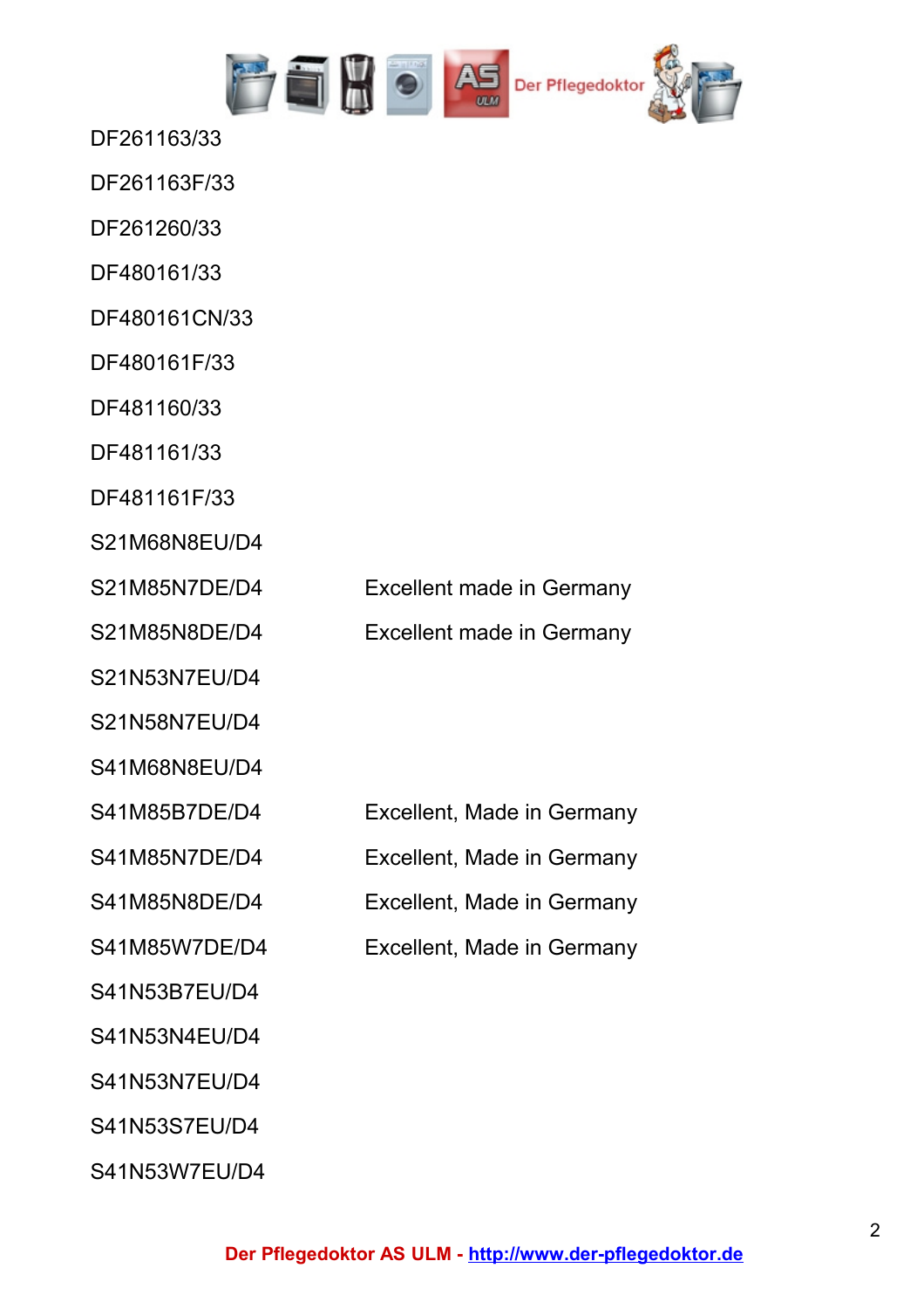| | |
|---|---|
| DF261163/33 | |
| DF261163F/33 | |
| DF261260/33 | |
| DF480161/33 | |
| DF480161CN/33 | |
| DF480161F/33 | |
| DF481160/33 | |
| DF481161/33 | |
| DF481161F/33 | |
| S21M68N8EU/D4 | |
| S21M85N7DE/D4 | Excellent made in Germany |
| S21M85N8DE/D4 | Excellent made in Germany |
| S21N53N7EU/D4 | |
| S21N58N7EU/D4 | |
| S41M68N8EU/D4 | |
| S41M85B7DE/D4 | Excellent, Made in Germany |
| S41M85N7DE/D4 | Excellent, Made in Germany |
| S41M85N8DE/D4 | Excellent, Made in Germany |
| S41M85W7DE/D4 | Excellent, Made in Germany |
| S41N53B7EU/D4 | |
| S41N53N4EU/D4 | |
| S41N53N7EU/D4 | |
| S41N53S7EU/D4 | |
| S41N53W7EU/D4 | |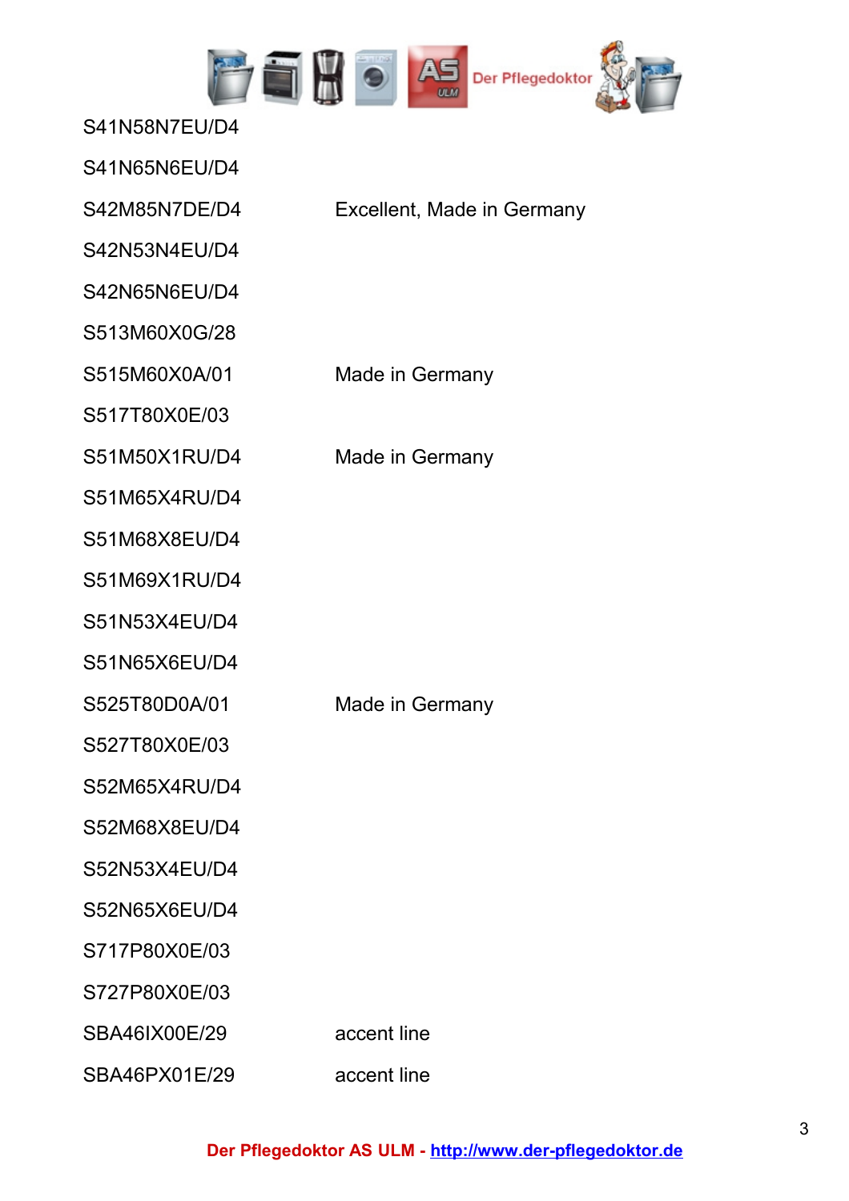| | |
|---|---|
| S41N58N7EU/D4 | |
| S41N65N6EU/D4 | |
| S42M85N7DE/D4 | Excellent, Made in Germany |
| S42N53N4EU/D4 | |
| S42N65N6EU/D4 | |
| S513M60X0G/28 | |
| S515M60X0A/01 | Made in Germany |
| S517T80X0E/03 | |
| S51M50X1RU/D4 | Made in Germany |
| S51M65X4RU/D4 | |
| S51M68X8EU/D4 | |
| S51M69X1RU/D4 | |
| S51N53X4EU/D4 | |
| S51N65X6EU/D4 | |
| S525T80D0A/01 | Made in Germany |
| S527T80X0E/03 | |
| S52M65X4RU/D4 | |
| S52M68X8EU/D4 | |
| S52N53X4EU/D4 | |
| S52N65X6EU/D4 | |
| S717P80X0E/03 | |
| S727P80X0E/03 | |
| SBA46IX00E/29 | accent line |
| SBA46PX01E/29 | accent line |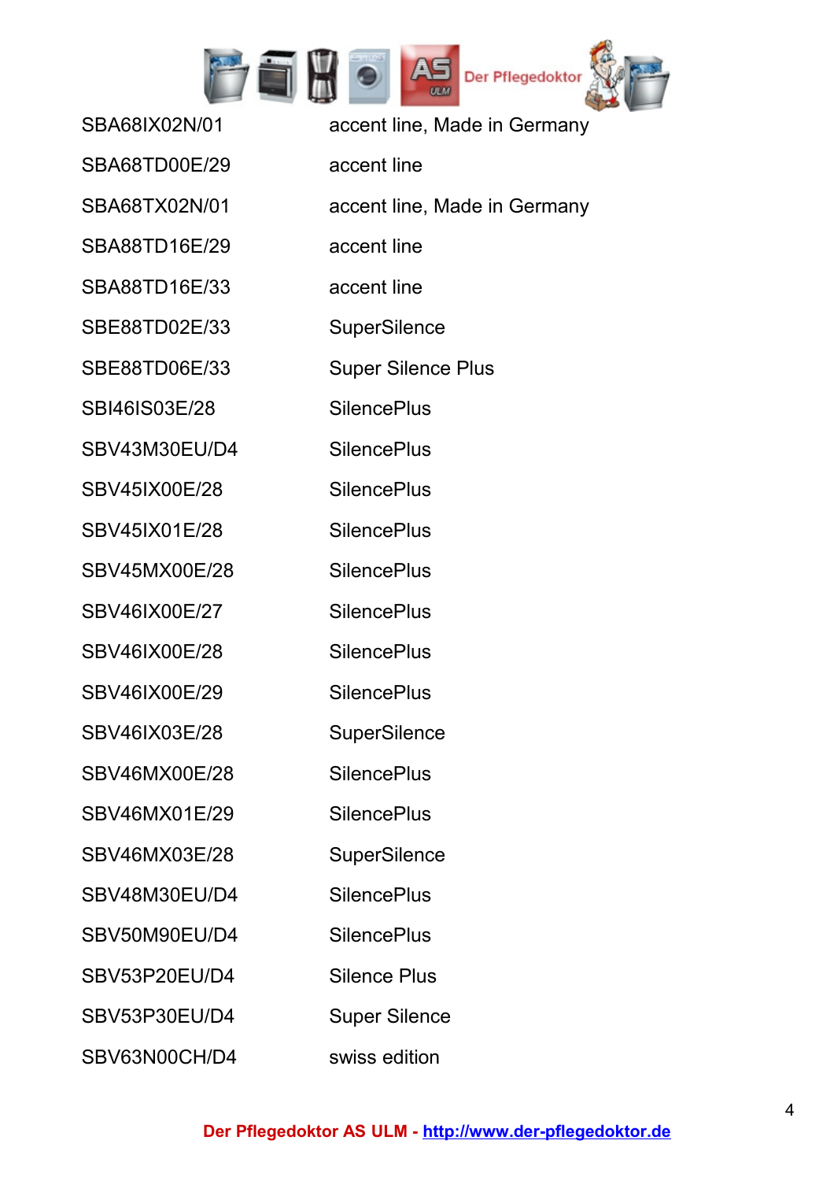| | |
|---|---|
| SBA68IX02N/01 | accent line, Made in Germany |
| SBA68TD00E/29 | accent line |
| SBA68TX02N/01 | accent line, Made in Germany |
| SBA88TD16E/29 | accent line |
| SBA88TD16E/33 | accent line |
| SBE88TD02E/33 | SuperSilence |
| SBE88TD06E/33 | Super Silence Plus |
| SBI46IS03E/28 | SilencePlus |
| SBV43M30EU/D4 | SilencePlus |
| SBV45IX00E/28 | SilencePlus |
| SBV45IX01E/28 | SilencePlus |
| SBV45MX00E/28 | SilencePlus |
| SBV46IX00E/27 | SilencePlus |
| SBV46IX00E/28 | SilencePlus |
| SBV46IX00E/29 | SilencePlus |
| SBV46IX03E/28 | SuperSilence |
| SBV46MX00E/28 | SilencePlus |
| SBV46MX01E/29 | SilencePlus |
| SBV46MX03E/28 | SuperSilence |
| SBV48M30EU/D4 | SilencePlus |
| SBV50M90EU/D4 | SilencePlus |
| SBV53P20EU/D4 | Silence Plus |
| SBV53P30EU/D4 | Super Silence |
| SBV63N00CH/D4 | swiss edition |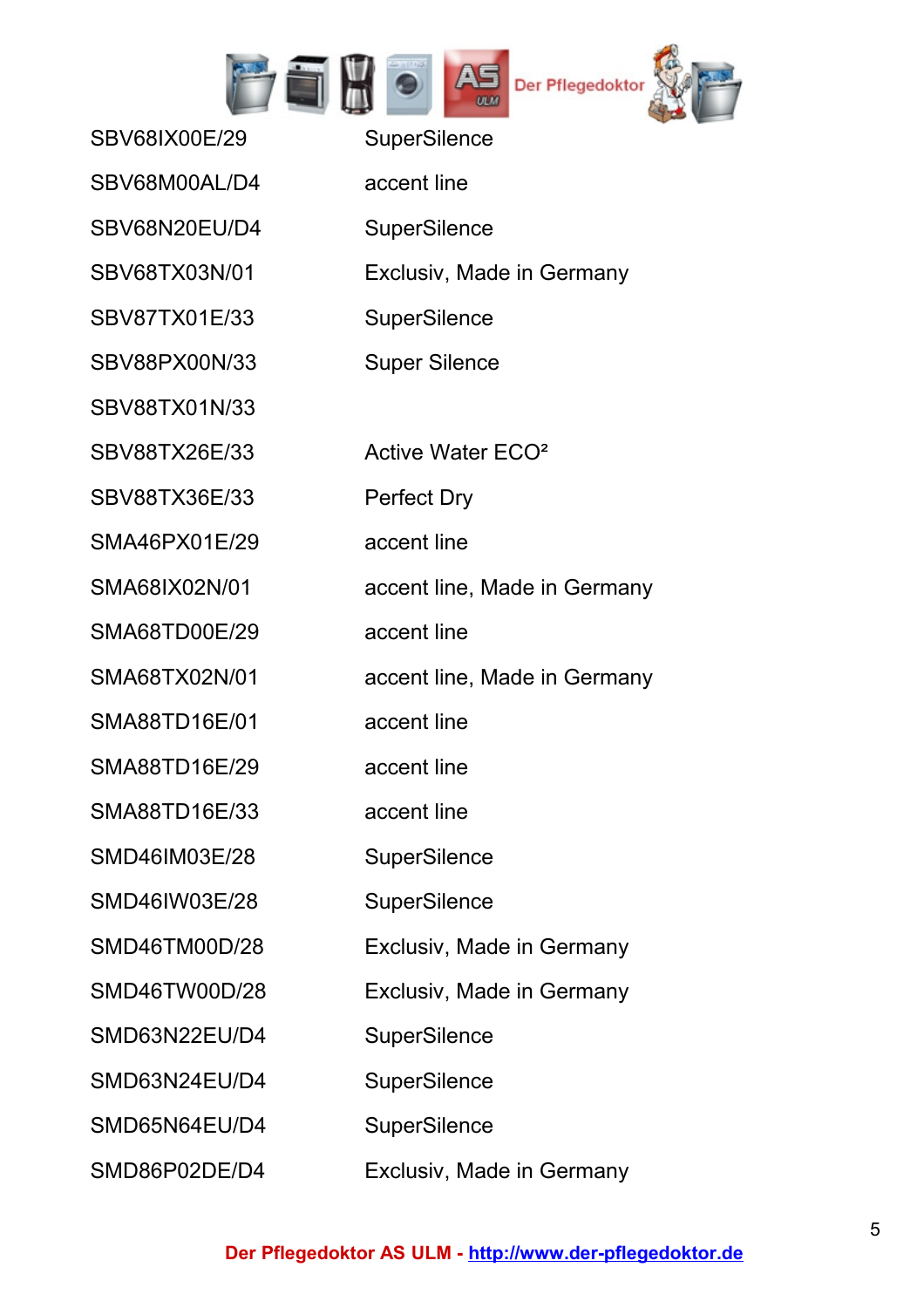| | |
|---|---|
| SBV68IX00E/29 | SuperSilence |
| SBV68M00AL/D4 | accent line |
| SBV68N20EU/D4 | SuperSilence |
| SBV68TX03N/01 | Exclusiv, Made in Germany |
| SBV87TX01E/33 | SuperSilence |
| SBV88PX00N/33 | Super Silence |
| SBV88TX01N/33 | |
| SBV88TX26E/33 | Active Water ECO² |
| SBV88TX36E/33 | Perfect Dry |
| SMA46PX01E/29 | accent line |
| SMA68IX02N/01 | accent line, Made in Germany |
| SMA68TD00E/29 | accent line |
| SMA68TX02N/01 | accent line, Made in Germany |
| SMA88TD16E/01 | accent line |
| SMA88TD16E/29 | accent line |
| SMA88TD16E/33 | accent line |
| SMD46IM03E/28 | SuperSilence |
| SMD46IW03E/28 | SuperSilence |
| SMD46TM00D/28 | Exclusiv, Made in Germany |
| SMD46TW00D/28 | Exclusiv, Made in Germany |
| SMD63N22EU/D4 | SuperSilence |
| SMD63N24EU/D4 | SuperSilence |
| SMD65N64EU/D4 | SuperSilence |
| SMD86P02DE/D4 | Exclusiv, Made in Germany |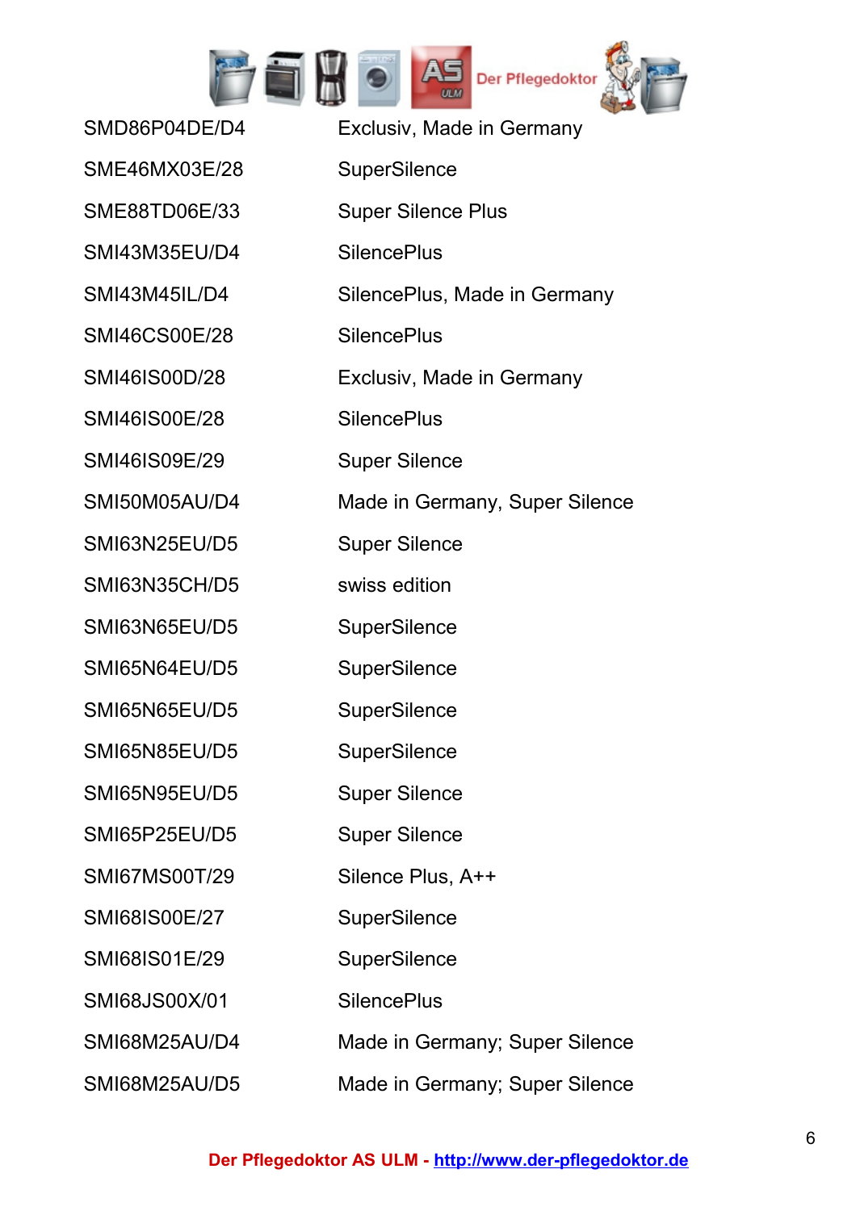| | |
|---|---|
| SMD86P04DE/D4 | Exclusiv, Made in Germany |
| SME46MX03E/28 | SuperSilence |
| SME88TD06E/33 | Super Silence Plus |
| SMI43M35EU/D4 | SilencePlus |
| SMI43M45IL/D4 | SilencePlus, Made in Germany |
| SMI46CS00E/28 | SilencePlus |
| SMI46IS00D/28 | Exclusiv, Made in Germany |
| SMI46IS00E/28 | SilencePlus |
| SMI46IS09E/29 | Super Silence |
| SMI50M05AU/D4 | Made in Germany, Super Silence |
| SMI63N25EU/D5 | Super Silence |
| SMI63N35CH/D5 | swiss edition |
| SMI63N65EU/D5 | SuperSilence |
| SMI65N64EU/D5 | SuperSilence |
| SMI65N65EU/D5 | SuperSilence |
| SMI65N85EU/D5 | SuperSilence |
| SMI65N95EU/D5 | Super Silence |
| SMI65P25EU/D5 | Super Silence |
| SMI67MS00T/29 | Silence Plus, A++ |
| SMI68IS00E/27 | SuperSilence |
| SMI68IS01E/29 | SuperSilence |
| SMI68JS00X/01 | SilencePlus |
| SMI68M25AU/D4 | Made in Germany; Super Silence |
| SMI68M25AU/D5 | Made in Germany; Super Silence |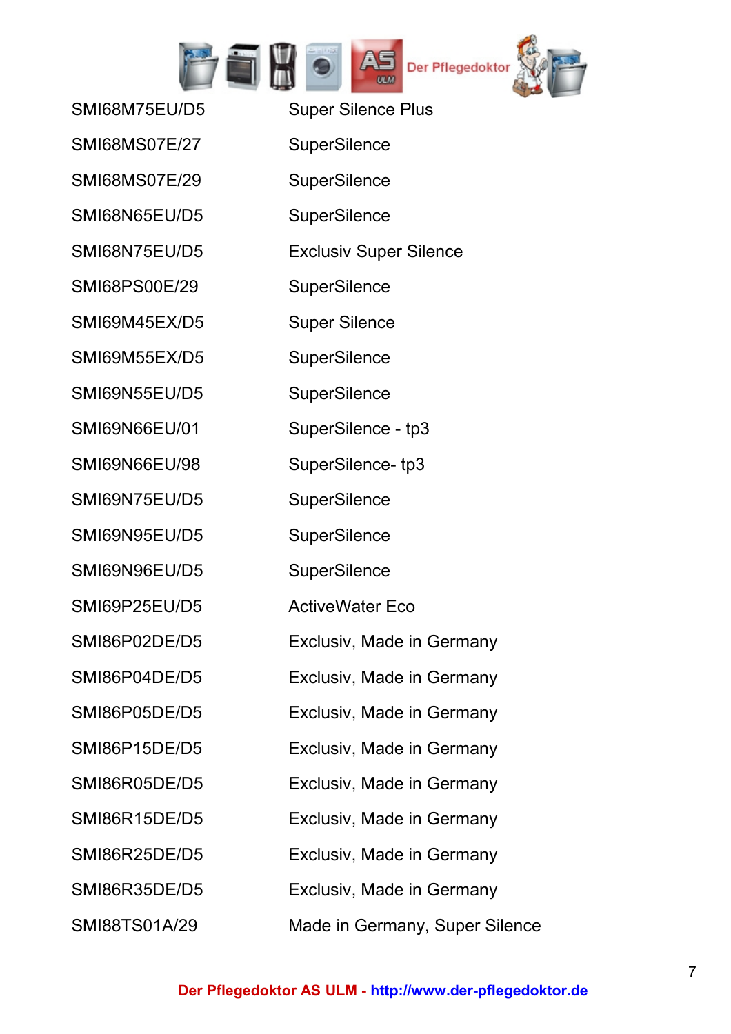| | |
|---|---|
| SMI68M75EU/D5 | Super Silence Plus |
| SMI68MS07E/27 | SuperSilence |
| SMI68MS07E/29 | SuperSilence |
| SMI68N65EU/D5 | SuperSilence |
| SMI68N75EU/D5 | Exclusiv Super Silence |
| SMI68PS00E/29 | SuperSilence |
| SMI69M45EX/D5 | Super Silence |
| SMI69M55EX/D5 | SuperSilence |
| SMI69N55EU/D5 | SuperSilence |
| SMI69N66EU/01 | SuperSilence - tp3 |
| SMI69N66EU/98 | SuperSilence- tp3 |
| SMI69N75EU/D5 | SuperSilence |
| SMI69N95EU/D5 | SuperSilence |
| SMI69N96EU/D5 | SuperSilence |
| SMI69P25EU/D5 | ActiveWater Eco |
| SMI86P02DE/D5 | Exclusiv, Made in Germany |
| SMI86P04DE/D5 | Exclusiv, Made in Germany |
| SMI86P05DE/D5 | Exclusiv, Made in Germany |
| SMI86P15DE/D5 | Exclusiv, Made in Germany |
| SMI86R05DE/D5 | Exclusiv, Made in Germany |
| SMI86R15DE/D5 | Exclusiv, Made in Germany |
| SMI86R25DE/D5 | Exclusiv, Made in Germany |
| SMI86R35DE/D5 | Exclusiv, Made in Germany |
| SMI88TS01A/29 | Made in Germany, Super Silence |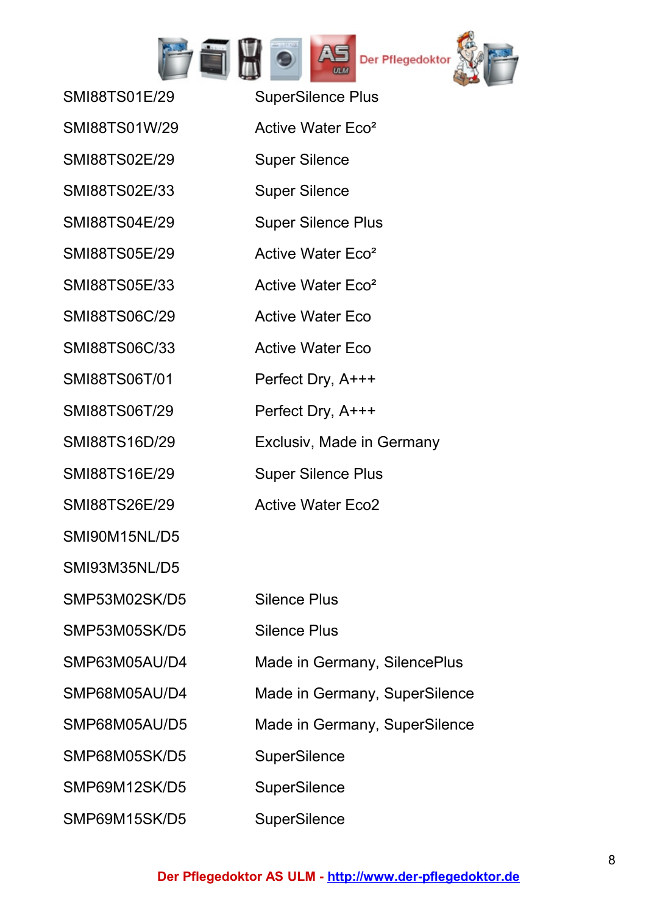| | |
|---|---|
| SMI88TS01E/29 | SuperSilence Plus |
| SMI88TS01W/29 | Active Water Eco² |
| SMI88TS02E/29 | Super Silence |
| SMI88TS02E/33 | Super Silence |
| SMI88TS04E/29 | Super Silence Plus |
| SMI88TS05E/29 | Active Water Eco² |
| SMI88TS05E/33 | Active Water Eco² |
| SMI88TS06C/29 | Active Water Eco |
| SMI88TS06C/33 | Active Water Eco |
| SMI88TS06T/01 | Perfect Dry, A+++ |
| SMI88TS06T/29 | Perfect Dry, A+++ |
| SMI88TS16D/29 | Exclusiv, Made in Germany |
| SMI88TS16E/29 | Super Silence Plus |
| SMI88TS26E/29 | Active Water Eco2 |
| SMI90M15NL/D5 | |
| SMI93M35NL/D5 | |
| SMP53M02SK/D5 | Silence Plus |
| SMP53M05SK/D5 | Silence Plus |
| SMP63M05AU/D4 | Made in Germany, SilencePlus |
| SMP68M05AU/D4 | Made in Germany, SuperSilence |
| SMP68M05AU/D5 | Made in Germany, SuperSilence |
| SMP68M05SK/D5 | SuperSilence |
| SMP69M12SK/D5 | SuperSilence |
| SMP69M15SK/D5 | SuperSilence |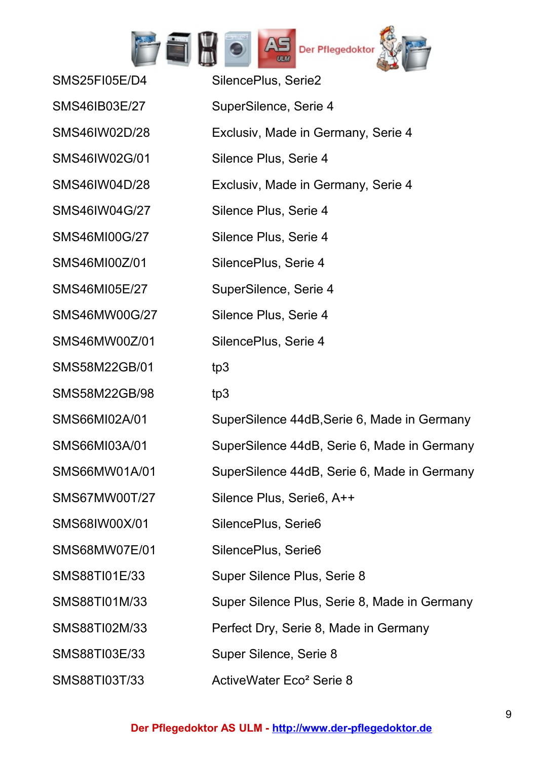| | |
|---|---|
| SMS25FI05E/D4 | SilencePlus, Serie2 |
| SMS46IB03E/27 | SuperSilence, Serie 4 |
| SMS46IW02D/28 | Exclusiv, Made in Germany, Serie 4 |
| SMS46IW02G/01 | Silence Plus, Serie 4 |
| SMS46IW04D/28 | Exclusiv, Made in Germany, Serie 4 |
| SMS46IW04G/27 | Silence Plus, Serie 4 |
| SMS46MI00G/27 | Silence Plus, Serie 4 |
| SMS46MI00Z/01 | SilencePlus, Serie 4 |
| SMS46MI05E/27 | SuperSilence, Serie 4 |
| SMS46MW00G/27 | Silence Plus, Serie 4 |
| SMS46MW00Z/01 | SilencePlus, Serie 4 |
| SMS58M22GB/01 | tp3 |
| SMS58M22GB/98 | tp3 |
| SMS66MI02A/01 | SuperSilence 44dB,Serie 6, Made in Germany |
| SMS66MI03A/01 | SuperSilence 44dB, Serie 6, Made in Germany |
| SMS66MW01A/01 | SuperSilence 44dB, Serie 6, Made in Germany |
| SMS67MW00T/27 | Silence Plus, Serie6, A++ |
| SMS68IW00X/01 | SilencePlus, Serie6 |
| SMS68MW07E/01 | SilencePlus, Serie6 |
| SMS88TI01E/33 | Super Silence Plus, Serie 8 |
| SMS88TI01M/33 | Super Silence Plus, Serie 8, Made in Germany |
| SMS88TI02M/33 | Perfect Dry, Serie 8, Made in Germany |
| SMS88TI03E/33 | Super Silence, Serie 8 |
| SMS88TI03T/33 | ActiveWater Eco² Serie 8 |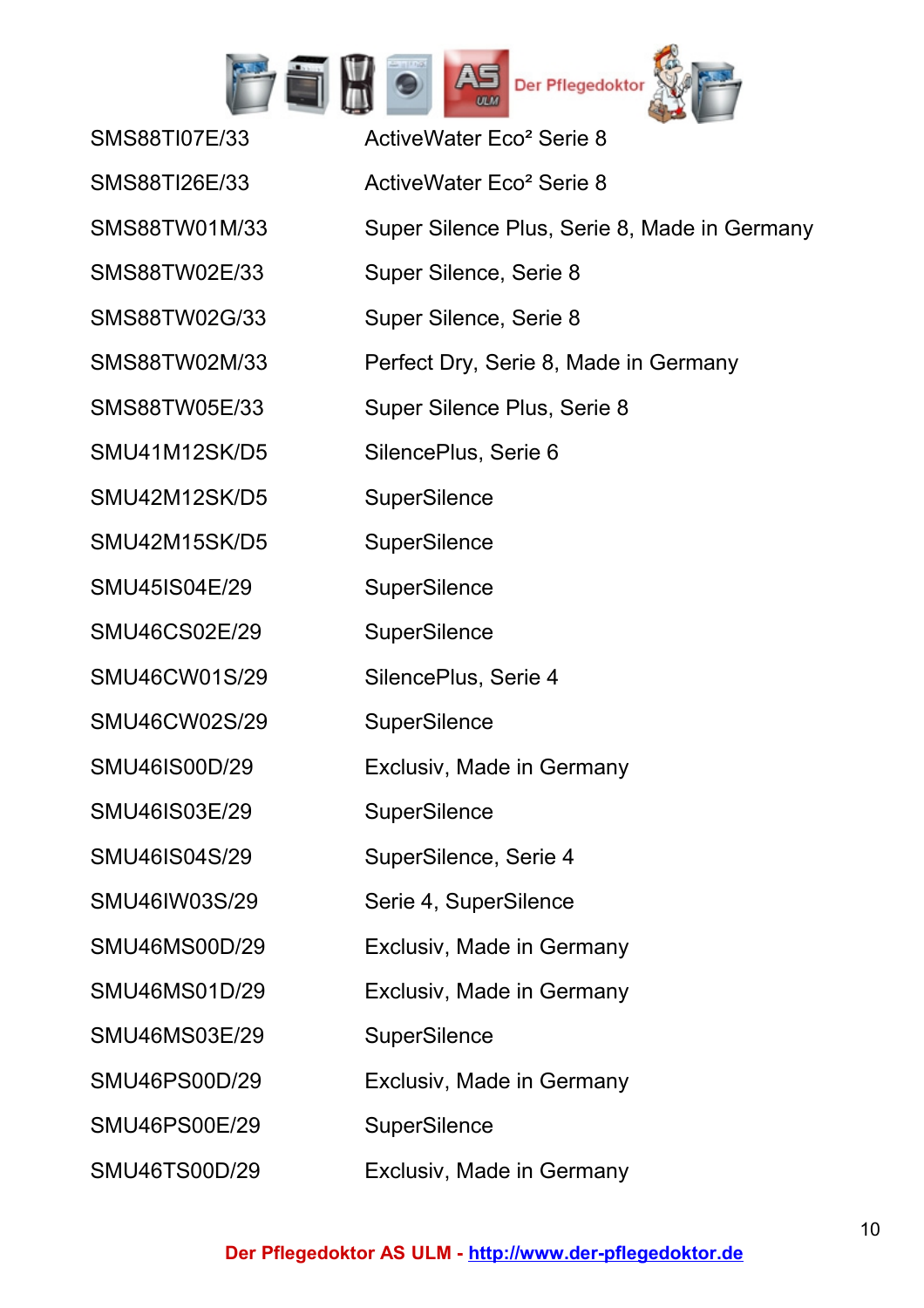| | |
|---|---|
| SMS88TI07E/33 | ActiveWater Eco² Serie 8 |
| SMS88TI26E/33 | ActiveWater Eco² Serie 8 |
| SMS88TW01M/33 | Super Silence Plus, Serie 8, Made in Germany |
| SMS88TW02E/33 | Super Silence, Serie 8 |
| SMS88TW02G/33 | Super Silence, Serie 8 |
| SMS88TW02M/33 | Perfect Dry, Serie 8, Made in Germany |
| SMS88TW05E/33 | Super Silence Plus, Serie 8 |
| SMU41M12SK/D5 | SilencePlus, Serie 6 |
| SMU42M12SK/D5 | SuperSilence |
| SMU42M15SK/D5 | SuperSilence |
| SMU45IS04E/29 | SuperSilence |
| SMU46CS02E/29 | SuperSilence |
| SMU46CW01S/29 | SilencePlus, Serie 4 |
| SMU46CW02S/29 | SuperSilence |
| SMU46IS00D/29 | Exclusiv, Made in Germany |
| SMU46IS03E/29 | SuperSilence |
| SMU46IS04S/29 | SuperSilence, Serie 4 |
| SMU46IW03S/29 | Serie 4, SuperSilence |
| SMU46MS00D/29 | Exclusiv, Made in Germany |
| SMU46MS01D/29 | Exclusiv, Made in Germany |
| SMU46MS03E/29 | SuperSilence |
| SMU46PS00D/29 | Exclusiv, Made in Germany |
| SMU46PS00E/29 | SuperSilence |
| SMU46TS00D/29 | Exclusiv, Made in Germany |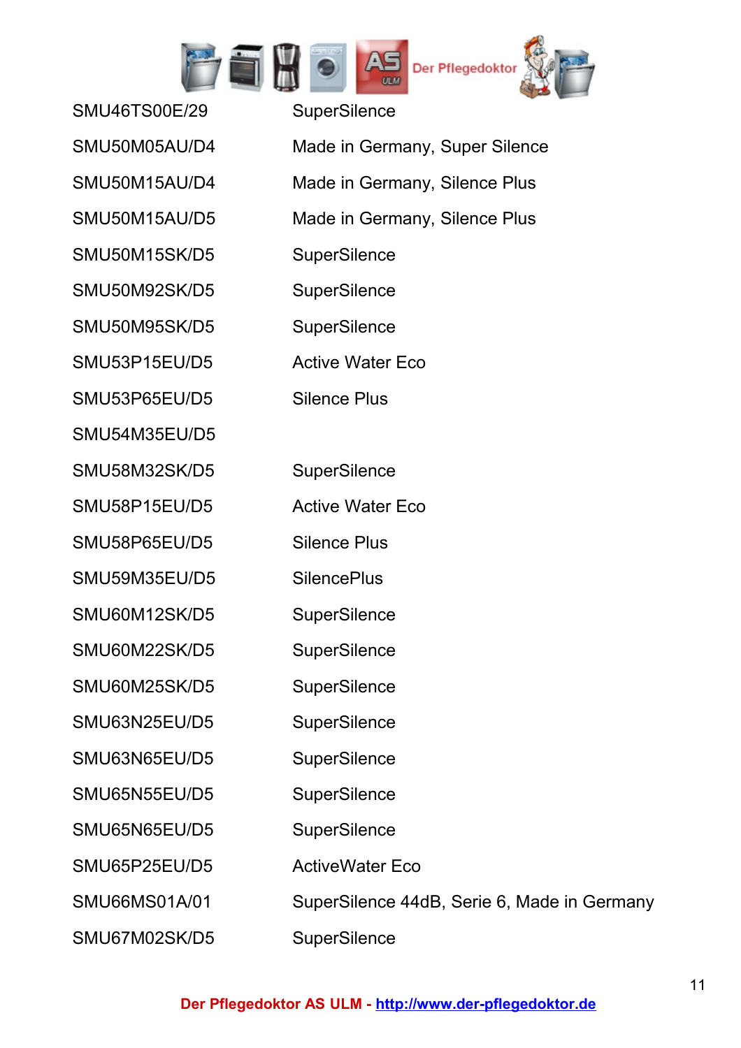| | |
|---|---|
| SMU46TS00E/29 | SuperSilence |
| SMU50M05AU/D4 | Made in Germany, Super Silence |
| SMU50M15AU/D4 | Made in Germany, Silence Plus |
| SMU50M15AU/D5 | Made in Germany, Silence Plus |
| SMU50M15SK/D5 | SuperSilence |
| SMU50M92SK/D5 | SuperSilence |
| SMU50M95SK/D5 | SuperSilence |
| SMU53P15EU/D5 | Active Water Eco |
| SMU53P65EU/D5 | Silence Plus |
| SMU54M35EU/D5 | |
| SMU58M32SK/D5 | SuperSilence |
| SMU58P15EU/D5 | Active Water Eco |
| SMU58P65EU/D5 | Silence Plus |
| SMU59M35EU/D5 | SilencePlus |
| SMU60M12SK/D5 | SuperSilence |
| SMU60M22SK/D5 | SuperSilence |
| SMU60M25SK/D5 | SuperSilence |
| SMU63N25EU/D5 | SuperSilence |
| SMU63N65EU/D5 | SuperSilence |
| SMU65N55EU/D5 | SuperSilence |
| SMU65N65EU/D5 | SuperSilence |
| SMU65P25EU/D5 | ActiveWater Eco |
| SMU66MS01A/01 | SuperSilence 44dB, Serie 6, Made in Germany |
| SMU67M02SK/D5 | SuperSilence |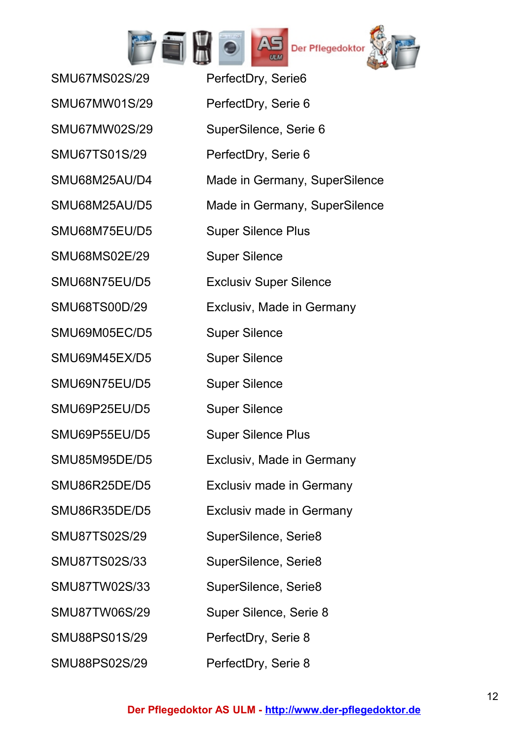| | |
|---|---|
| SMU67MS02S/29 | PerfectDry, Serie6 |
| SMU67MW01S/29 | PerfectDry, Serie 6 |
| SMU67MW02S/29 | SuperSilence, Serie 6 |
| SMU67TS01S/29 | PerfectDry, Serie 6 |
| SMU68M25AU/D4 | Made in Germany, SuperSilence |
| SMU68M25AU/D5 | Made in Germany, SuperSilence |
| SMU68M75EU/D5 | Super Silence Plus |
| SMU68MS02E/29 | Super Silence |
| SMU68N75EU/D5 | Exclusiv Super Silence |
| SMU68TS00D/29 | Exclusiv, Made in Germany |
| SMU69M05EC/D5 | Super Silence |
| SMU69M45EX/D5 | Super Silence |
| SMU69N75EU/D5 | Super Silence |
| SMU69P25EU/D5 | Super Silence |
| SMU69P55EU/D5 | Super Silence Plus |
| SMU85M95DE/D5 | Exclusiv, Made in Germany |
| SMU86R25DE/D5 | Exclusiv made in Germany |
| SMU86R35DE/D5 | Exclusiv made in Germany |
| SMU87TS02S/29 | SuperSilence, Serie8 |
| SMU87TS02S/33 | SuperSilence, Serie8 |
| SMU87TW02S/33 | SuperSilence, Serie8 |
| SMU87TW06S/29 | Super Silence, Serie 8 |
| SMU88PS01S/29 | PerfectDry, Serie 8 |
| SMU88PS02S/29 | PerfectDry, Serie 8 |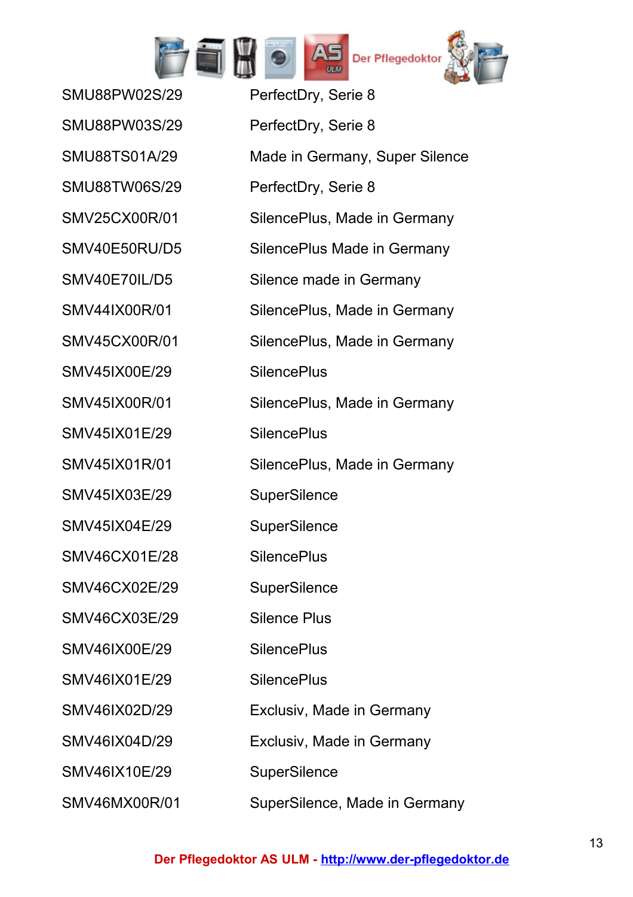| | |
|---|---|
| SMU88PW02S/29 | PerfectDry, Serie 8 |
| SMU88PW03S/29 | PerfectDry, Serie 8 |
| SMU88TS01A/29 | Made in Germany, Super Silence |
| SMU88TW06S/29 | PerfectDry, Serie 8 |
| SMV25CX00R/01 | SilencePlus, Made in Germany |
| SMV40E50RU/D5 | SilencePlus Made in Germany |
| SMV40E70IL/D5 | Silence made in Germany |
| SMV44IX00R/01 | SilencePlus, Made in Germany |
| SMV45CX00R/01 | SilencePlus, Made in Germany |
| SMV45IX00E/29 | SilencePlus |
| SMV45IX00R/01 | SilencePlus, Made in Germany |
| SMV45IX01E/29 | SilencePlus |
| SMV45IX01R/01 | SilencePlus, Made in Germany |
| SMV45IX03E/29 | SuperSilence |
| SMV45IX04E/29 | SuperSilence |
| SMV46CX01E/28 | SilencePlus |
| SMV46CX02E/29 | SuperSilence |
| SMV46CX03E/29 | Silence Plus |
| SMV46IX00E/29 | SilencePlus |
| SMV46IX01E/29 | SilencePlus |
| SMV46IX02D/29 | Exclusiv, Made in Germany |
| SMV46IX04D/29 | Exclusiv, Made in Germany |
| SMV46IX10E/29 | SuperSilence |
| SMV46MX00R/01 | SuperSilence, Made in Germany |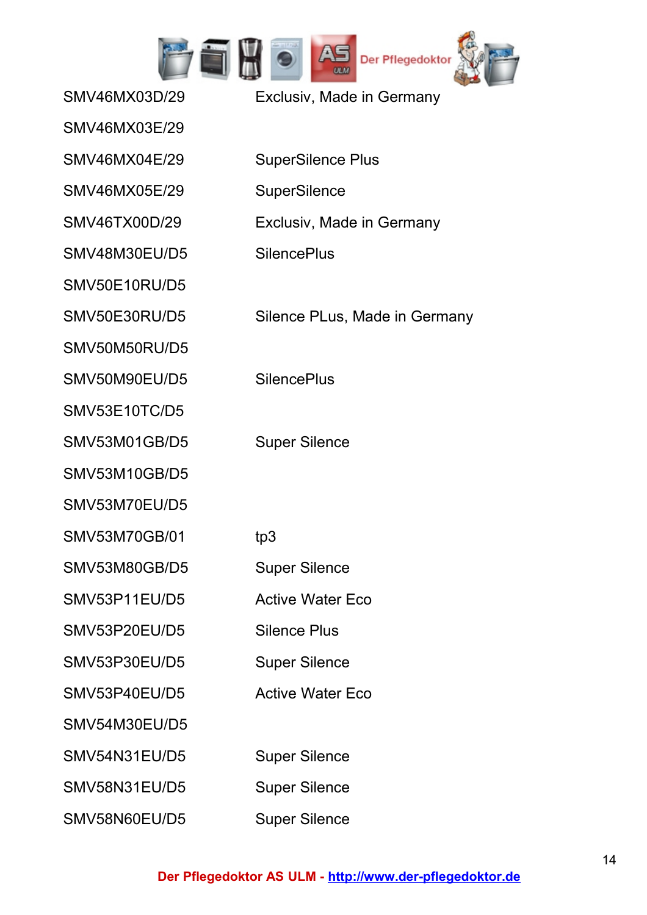| | |
|---|---|
| SMV46MX03D/29 | Exclusiv, Made in Germany |
| SMV46MX03E/29 | |
| SMV46MX04E/29 | SuperSilence Plus |
| SMV46MX05E/29 | SuperSilence |
| SMV46TX00D/29 | Exclusiv, Made in Germany |
| SMV48M30EU/D5 | SilencePlus |
| SMV50E10RU/D5 | |
| SMV50E30RU/D5 | Silence PLus, Made in Germany |
| SMV50M50RU/D5 | |
| SMV50M90EU/D5 | SilencePlus |
| SMV53E10TC/D5 | |
| SMV53M01GB/D5 | Super Silence |
| SMV53M10GB/D5 | |
| SMV53M70EU/D5 | |
| SMV53M70GB/01 | tp3 |
| SMV53M80GB/D5 | Super Silence |
| SMV53P11EU/D5 | Active Water Eco |
| SMV53P20EU/D5 | Silence Plus |
| SMV53P30EU/D5 | Super Silence |
| SMV53P40EU/D5 | Active Water Eco |
| SMV54M30EU/D5 | |
| SMV54N31EU/D5 | Super Silence |
| SMV58N31EU/D5 | Super Silence |
| SMV58N60EU/D5 | Super Silence |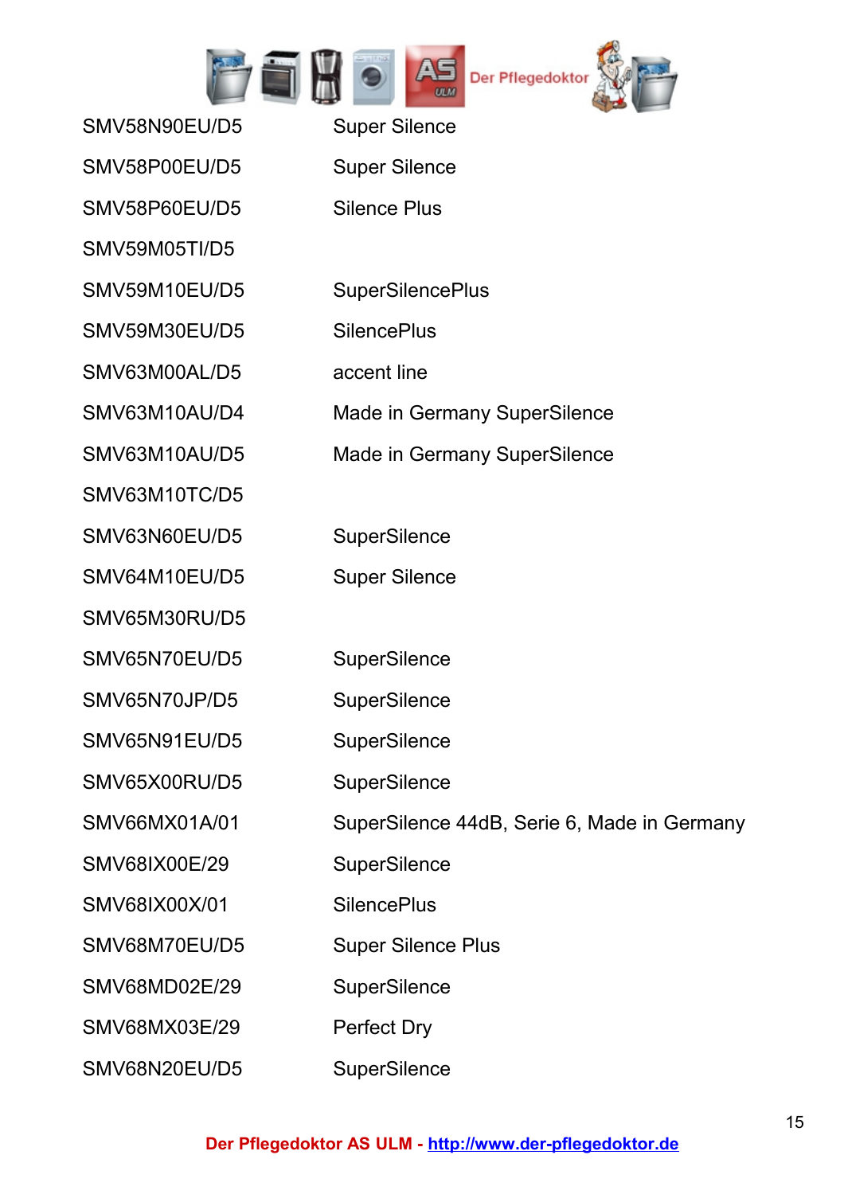| | |
|---|---|
| SMV58N90EU/D5 | Super Silence |
| SMV58P00EU/D5 | Super Silence |
| SMV58P60EU/D5 | Silence Plus |
| SMV59M05TI/D5 | |
| SMV59M10EU/D5 | SuperSilencePlus |
| SMV59M30EU/D5 | SilencePlus |
| SMV63M00AL/D5 | accent line |
| SMV63M10AU/D4 | Made in Germany SuperSilence |
| SMV63M10AU/D5 | Made in Germany SuperSilence |
| SMV63M10TC/D5 | |
| SMV63N60EU/D5 | SuperSilence |
| SMV64M10EU/D5 | Super Silence |
| SMV65M30RU/D5 | |
| SMV65N70EU/D5 | SuperSilence |
| SMV65N70JP/D5 | SuperSilence |
| SMV65N91EU/D5 | SuperSilence |
| SMV65X00RU/D5 | SuperSilence |
| SMV66MX01A/01 | SuperSilence 44dB, Serie 6, Made in Germany |
| SMV68IX00E/29 | SuperSilence |
| SMV68IX00X/01 | SilencePlus |
| SMV68M70EU/D5 | Super Silence Plus |
| SMV68MD02E/29 | SuperSilence |
| SMV68MX03E/29 | Perfect Dry |
| SMV68N20EU/D5 | SuperSilence |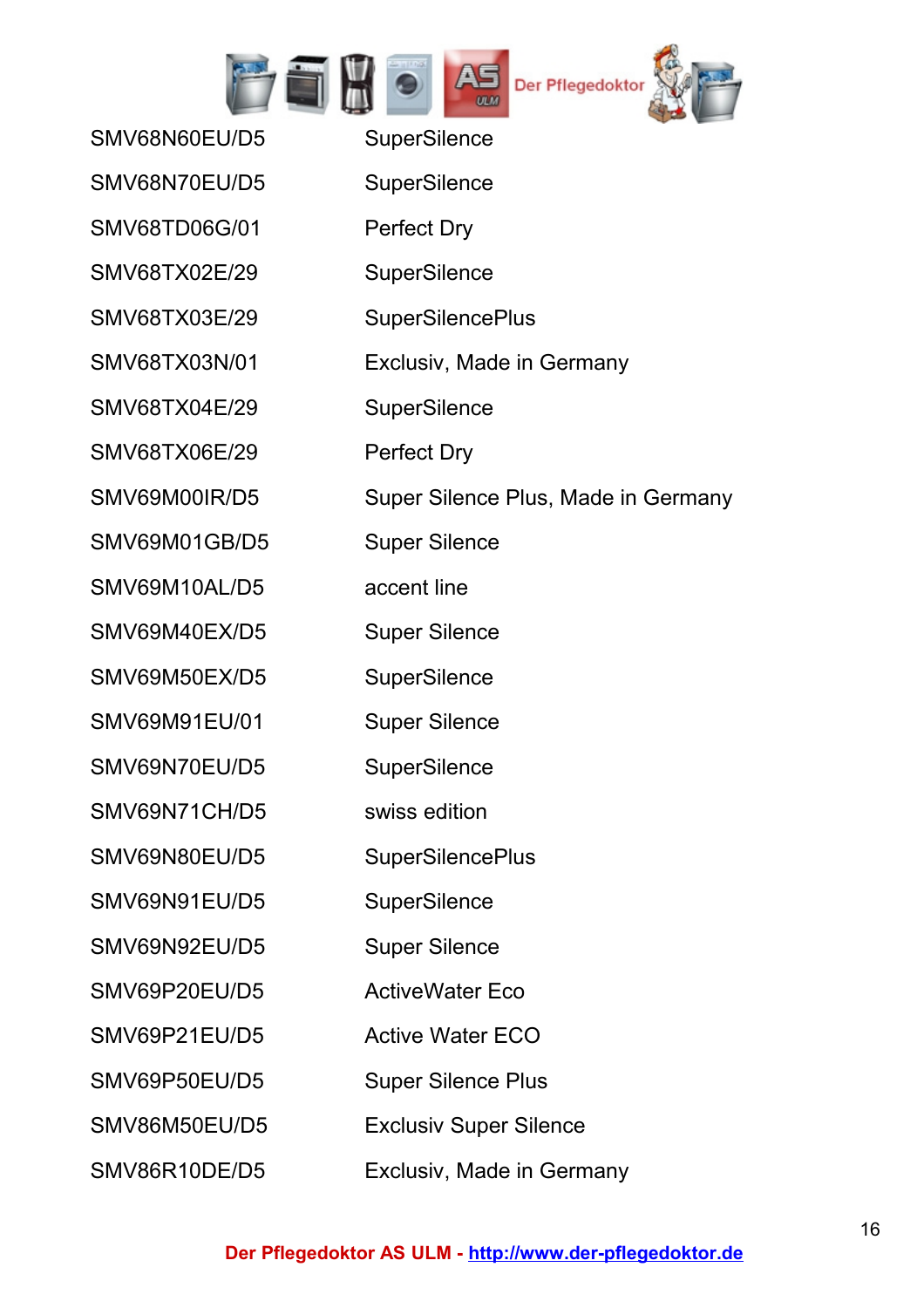| | |
|---|---|
| SMV68N60EU/D5 | SuperSilence |
| SMV68N70EU/D5 | SuperSilence |
| SMV68TD06G/01 | Perfect Dry |
| SMV68TX02E/29 | SuperSilence |
| SMV68TX03E/29 | SuperSilencePlus |
| SMV68TX03N/01 | Exclusiv, Made in Germany |
| SMV68TX04E/29 | SuperSilence |
| SMV68TX06E/29 | Perfect Dry |
| SMV69M00IR/D5 | Super Silence Plus, Made in Germany |
| SMV69M01GB/D5 | Super Silence |
| SMV69M10AL/D5 | accent line |
| SMV69M40EX/D5 | Super Silence |
| SMV69M50EX/D5 | SuperSilence |
| SMV69M91EU/01 | Super Silence |
| SMV69N70EU/D5 | SuperSilence |
| SMV69N71CH/D5 | swiss edition |
| SMV69N80EU/D5 | SuperSilencePlus |
| SMV69N91EU/D5 | SuperSilence |
| SMV69N92EU/D5 | Super Silence |
| SMV69P20EU/D5 | ActiveWater Eco |
| SMV69P21EU/D5 | Active Water ECO |
| SMV69P50EU/D5 | Super Silence Plus |
| SMV86M50EU/D5 | Exclusiv Super Silence |
| SMV86R10DE/D5 | Exclusiv, Made in Germany |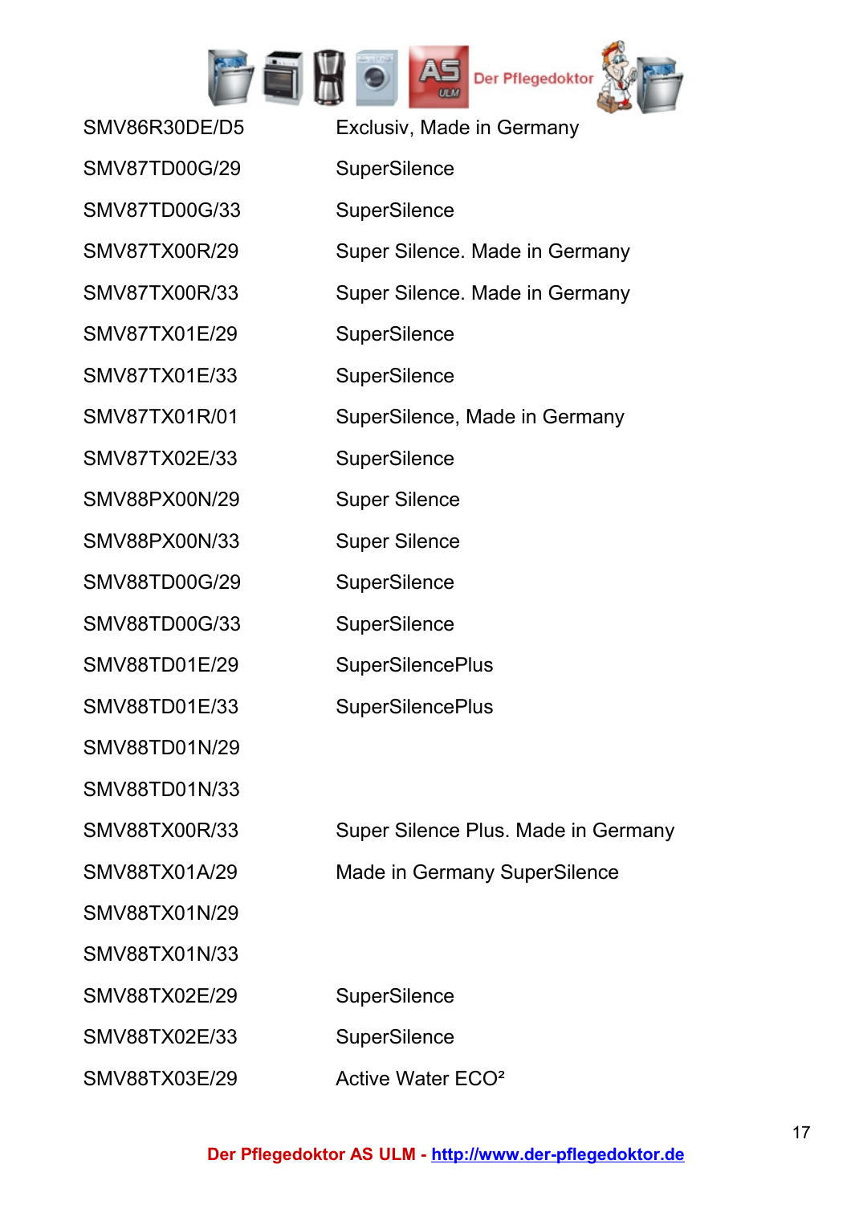| | |
|---|---|
| SMV86R30DE/D5 | Exclusiv, Made in Germany |
| SMV87TD00G/29 | SuperSilence |
| SMV87TD00G/33 | SuperSilence |
| SMV87TX00R/29 | Super Silence. Made in Germany |
| SMV87TX00R/33 | Super Silence. Made in Germany |
| SMV87TX01E/29 | SuperSilence |
| SMV87TX01E/33 | SuperSilence |
| SMV87TX01R/01 | SuperSilence, Made in Germany |
| SMV87TX02E/33 | SuperSilence |
| SMV88PX00N/29 | Super Silence |
| SMV88PX00N/33 | Super Silence |
| SMV88TD00G/29 | SuperSilence |
| SMV88TD00G/33 | SuperSilence |
| SMV88TD01E/29 | SuperSilencePlus |
| SMV88TD01E/33 | SuperSilencePlus |
| SMV88TD01N/29 | |
| SMV88TD01N/33 | |
| SMV88TX00R/33 | Super Silence Plus. Made in Germany |
| SMV88TX01A/29 | Made in Germany SuperSilence |
| SMV88TX01N/29 | |
| SMV88TX01N/33 | |
| SMV88TX02E/29 | SuperSilence |
| SMV88TX02E/33 | SuperSilence |
| SMV88TX03E/29 | Active Water ECO² |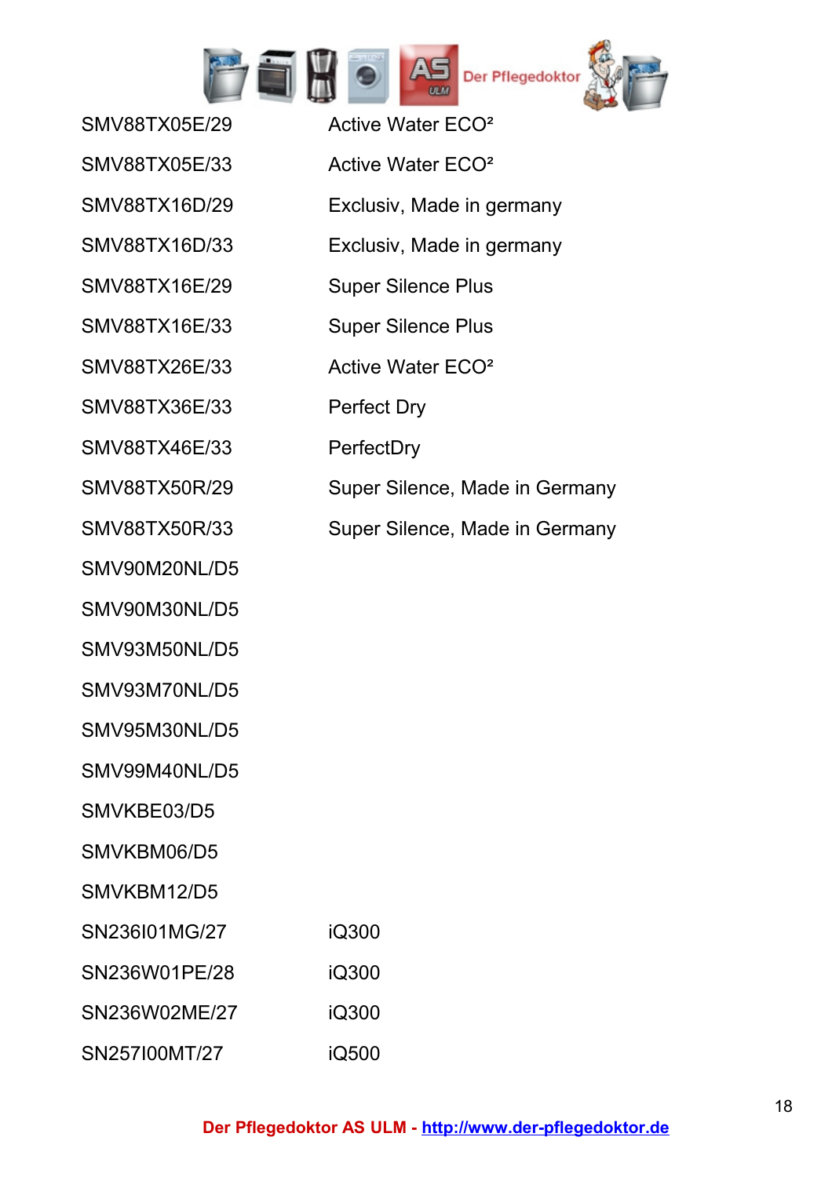| | |
|---|---|
| SMV88TX05E/29 | Active Water ECO² |
| SMV88TX05E/33 | Active Water ECO² |
| SMV88TX16D/29 | Exclusiv, Made in germany |
| SMV88TX16D/33 | Exclusiv, Made in germany |
| SMV88TX16E/29 | Super Silence Plus |
| SMV88TX16E/33 | Super Silence Plus |
| SMV88TX26E/33 | Active Water ECO² |
| SMV88TX36E/33 | Perfect Dry |
| SMV88TX46E/33 | PerfectDry |
| SMV88TX50R/29 | Super Silence, Made in Germany |
| SMV88TX50R/33 | Super Silence, Made in Germany |
| SMV90M20NL/D5 | |
| SMV90M30NL/D5 | |
| SMV93M50NL/D5 | |
| SMV93M70NL/D5 | |
| SMV95M30NL/D5 | |
| SMV99M40NL/D5 | |
| SMVKBE03/D5 | |
| SMVKBM06/D5 | |
| SMVKBM12/D5 | |
| SN236I01MG/27 | iQ300 |
| SN236W01PE/28 | iQ300 |
| SN236W02ME/27 | iQ300 |
| SN257I00MT/27 | iQ500 |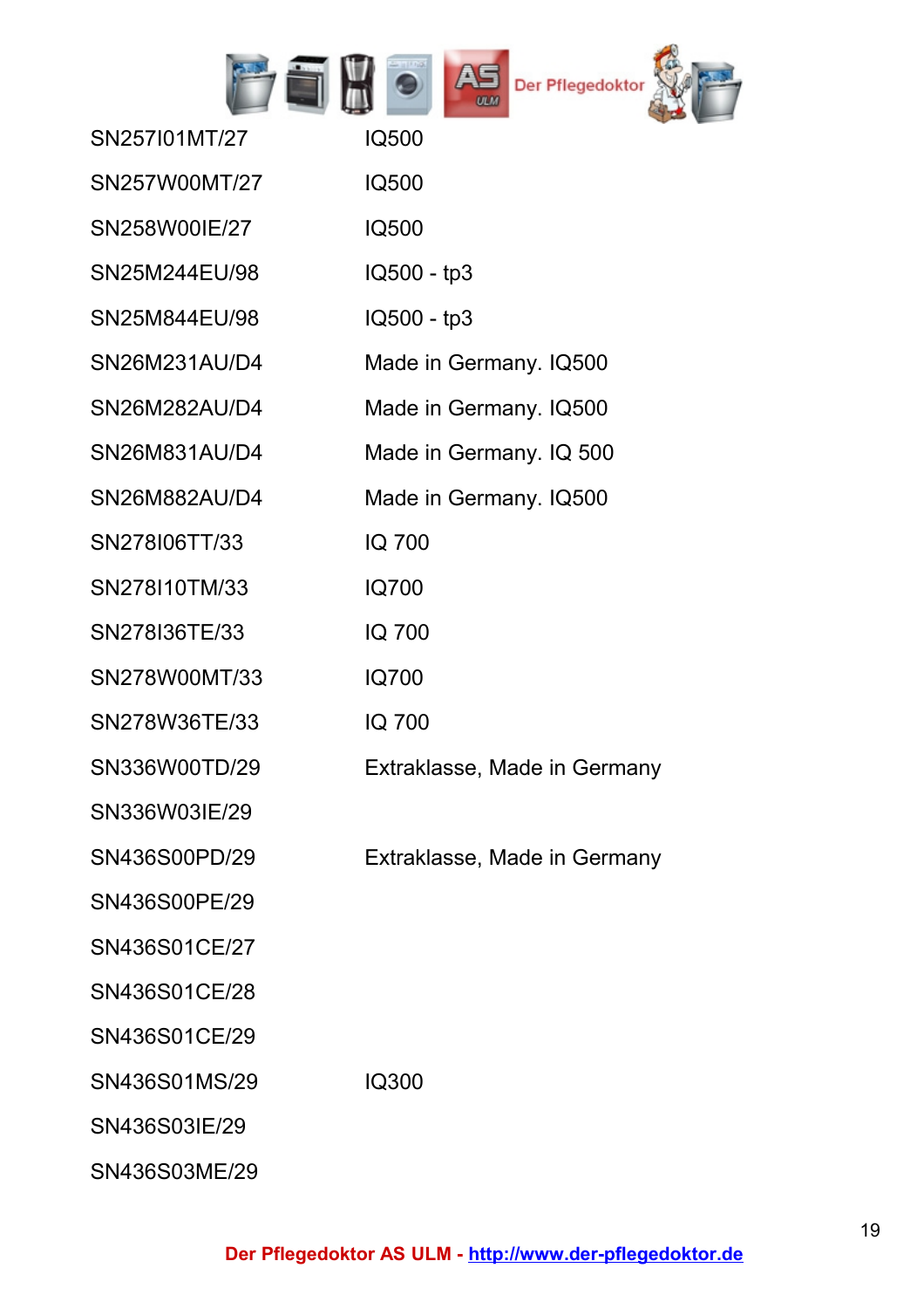| | |
|---|---|
| SN257I01MT/27 | IQ500 |
| SN257W00MT/27 | IQ500 |
| SN258W00IE/27 | IQ500 |
| SN25M244EU/98 | IQ500 - tp3 |
| SN25M844EU/98 | IQ500 - tp3 |
| SN26M231AU/D4 | Made in Germany. IQ500 |
| SN26M282AU/D4 | Made in Germany. IQ500 |
| SN26M831AU/D4 | Made in Germany. IQ 500 |
| SN26M882AU/D4 | Made in Germany. IQ500 |
| SN278I06TT/33 | IQ 700 |
| SN278I10TM/33 | IQ700 |
| SN278I36TE/33 | IQ 700 |
| SN278W00MT/33 | IQ700 |
| SN278W36TE/33 | IQ 700 |
| SN336W00TD/29 | Extraklasse, Made in Germany |
| SN336W03IE/29 | |
| SN436S00PD/29 | Extraklasse, Made in Germany |
| SN436S00PE/29 | |
| SN436S01CE/27 | |
| SN436S01CE/28 | |
| SN436S01CE/29 | |
| SN436S01MS/29 | IQ300 |
| SN436S03IE/29 | |
| SN436S03ME/29 | |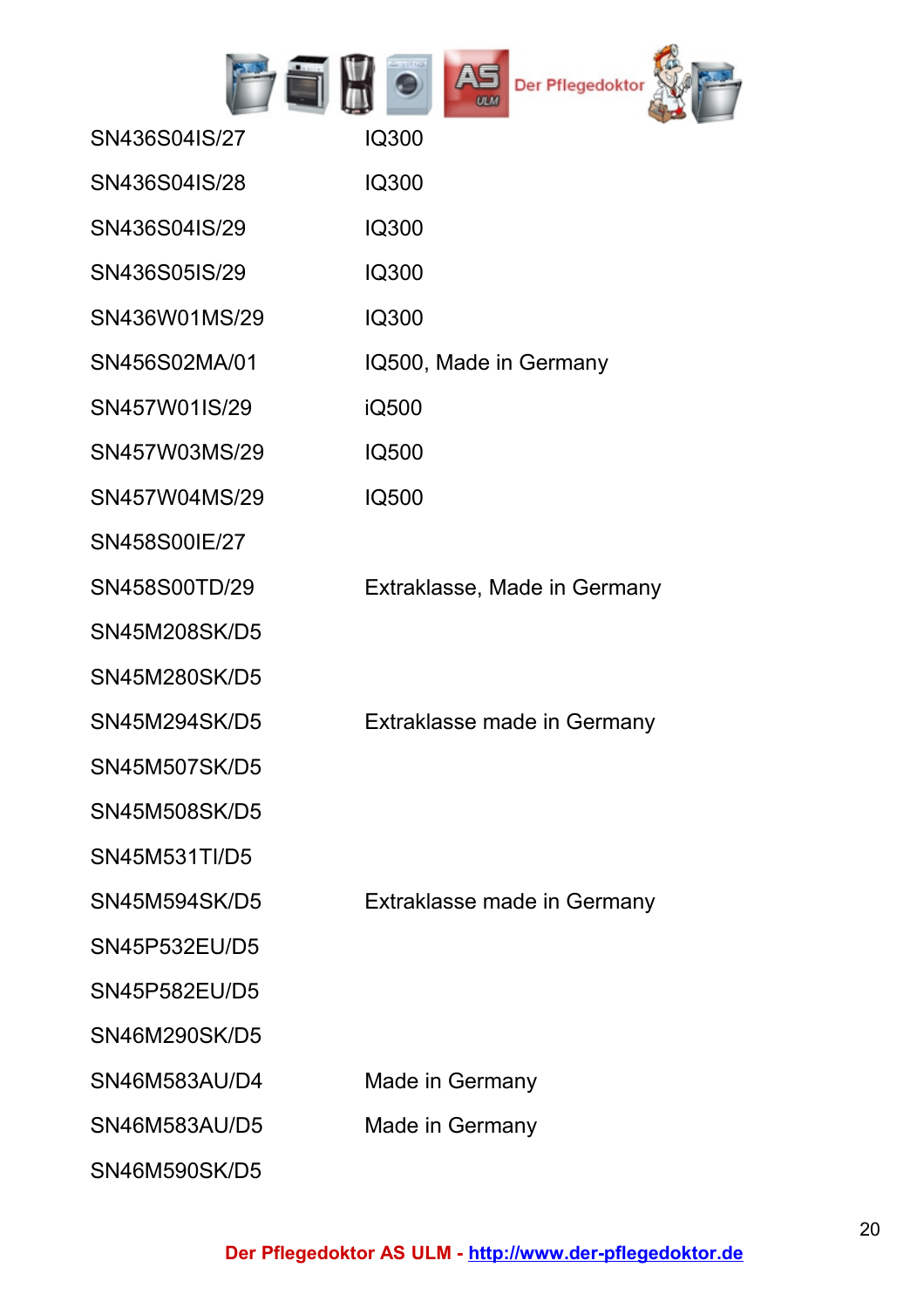| | |
|---|---|
| SN436S04IS/27 | IQ300 |
| SN436S04IS/28 | IQ300 |
| SN436S04IS/29 | IQ300 |
| SN436S05IS/29 | IQ300 |
| SN436W01MS/29 | IQ300 |
| SN456S02MA/01 | IQ500, Made in Germany |
| SN457W01IS/29 | iQ500 |
| SN457W03MS/29 | IQ500 |
| SN457W04MS/29 | IQ500 |
| SN458S00IE/27 | |
| SN458S00TD/29 | Extraklasse, Made in Germany |
| SN45M208SK/D5 | |
| SN45M280SK/D5 | |
| SN45M294SK/D5 | Extraklasse made in Germany |
| SN45M507SK/D5 | |
| SN45M508SK/D5 | |
| SN45M531TI/D5 | |
| SN45M594SK/D5 | Extraklasse made in Germany |
| SN45P532EU/D5 | |
| SN45P582EU/D5 | |
| SN46M290SK/D5 | |
| SN46M583AU/D4 | Made in Germany |
| SN46M583AU/D5 | Made in Germany |
| SN46M590SK/D5 | |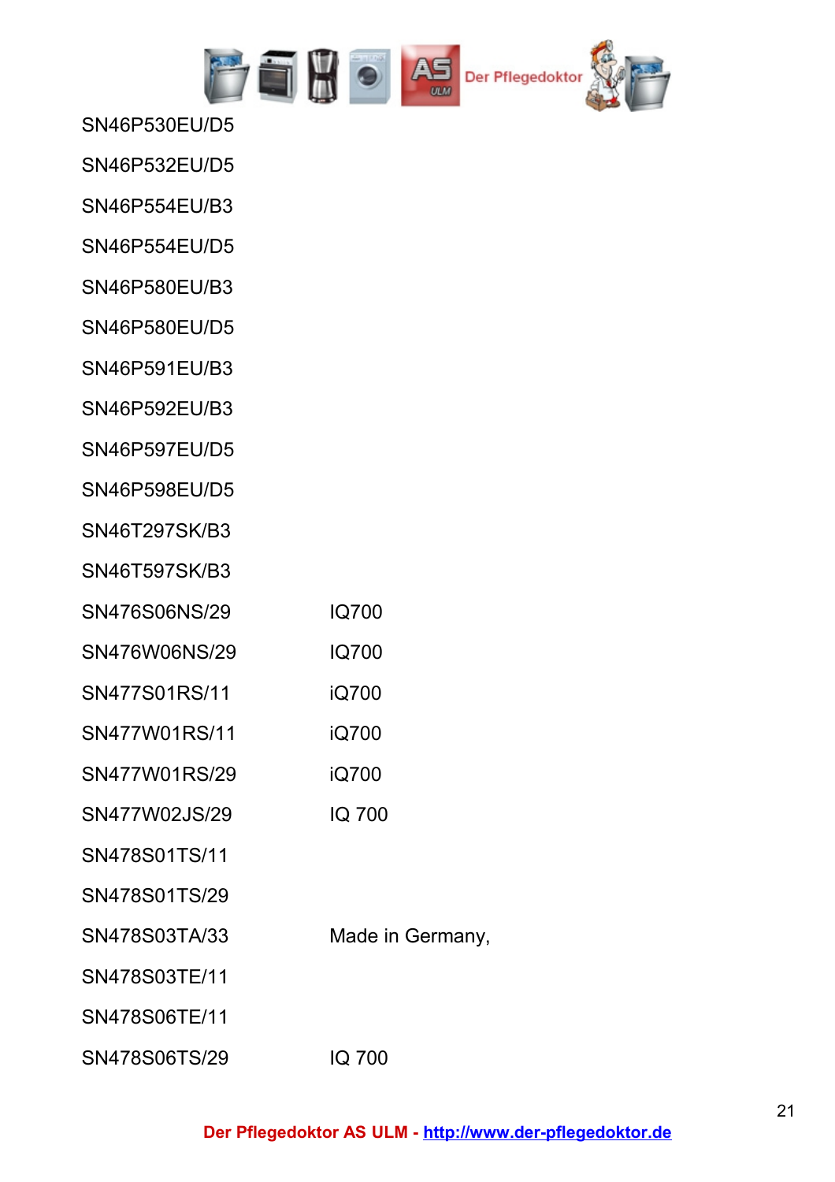| | |
|---|---|
| SN46P530EU/D5 | |
| SN46P532EU/D5 | |
| SN46P554EU/B3 | |
| SN46P554EU/D5 | |
| SN46P580EU/B3 | |
| SN46P580EU/D5 | |
| SN46P591EU/B3 | |
| SN46P592EU/B3 | |
| SN46P597EU/D5 | |
| SN46P598EU/D5 | |
| SN46T297SK/B3 | |
| SN46T597SK/B3 | |
| SN476S06NS/29 | IQ700 |
| SN476W06NS/29 | IQ700 |
| SN477S01RS/11 | iQ700 |
| SN477W01RS/11 | iQ700 |
| SN477W01RS/29 | iQ700 |
| SN477W02JS/29 | IQ 700 |
| SN478S01TS/11 | |
| SN478S01TS/29 | |
| SN478S03TA/33 | Made in Germany, |
| SN478S03TE/11 | |
| SN478S06TE/11 | |
| SN478S06TS/29 | IQ 700 |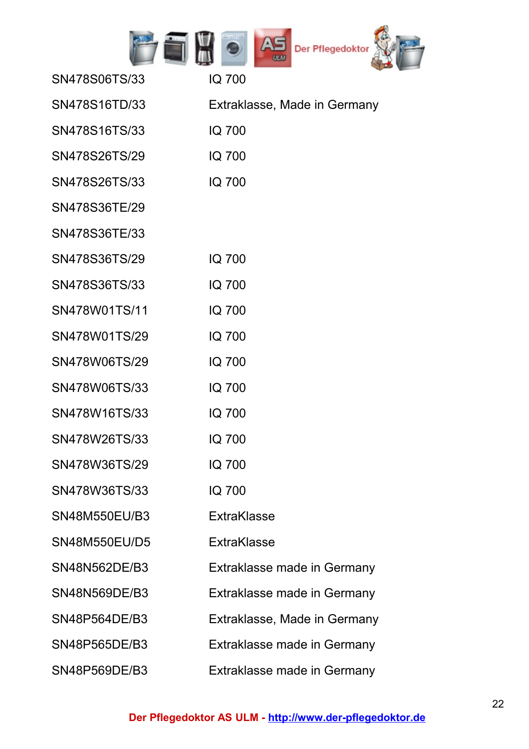| | |
|---|---|
| SN478S06TS/33 | IQ 700 |
| SN478S16TD/33 | Extraklasse, Made in Germany |
| SN478S16TS/33 | IQ 700 |
| SN478S26TS/29 | IQ 700 |
| SN478S26TS/33 | IQ 700 |
| SN478S36TE/29 | |
| SN478S36TE/33 | |
| SN478S36TS/29 | IQ 700 |
| SN478S36TS/33 | IQ 700 |
| SN478W01TS/11 | IQ 700 |
| SN478W01TS/29 | IQ 700 |
| SN478W06TS/29 | IQ 700 |
| SN478W06TS/33 | IQ 700 |
| SN478W16TS/33 | IQ 700 |
| SN478W26TS/33 | IQ 700 |
| SN478W36TS/29 | IQ 700 |
| SN478W36TS/33 | IQ 700 |
| SN48M550EU/B3 | ExtraKlasse |
| SN48M550EU/D5 | ExtraKlasse |
| SN48N562DE/B3 | Extraklasse made in Germany |
| SN48N569DE/B3 | Extraklasse made in Germany |
| SN48P564DE/B3 | Extraklasse, Made in Germany |
| SN48P565DE/B3 | Extraklasse made in Germany |
| SN48P569DE/B3 | Extraklasse made in Germany |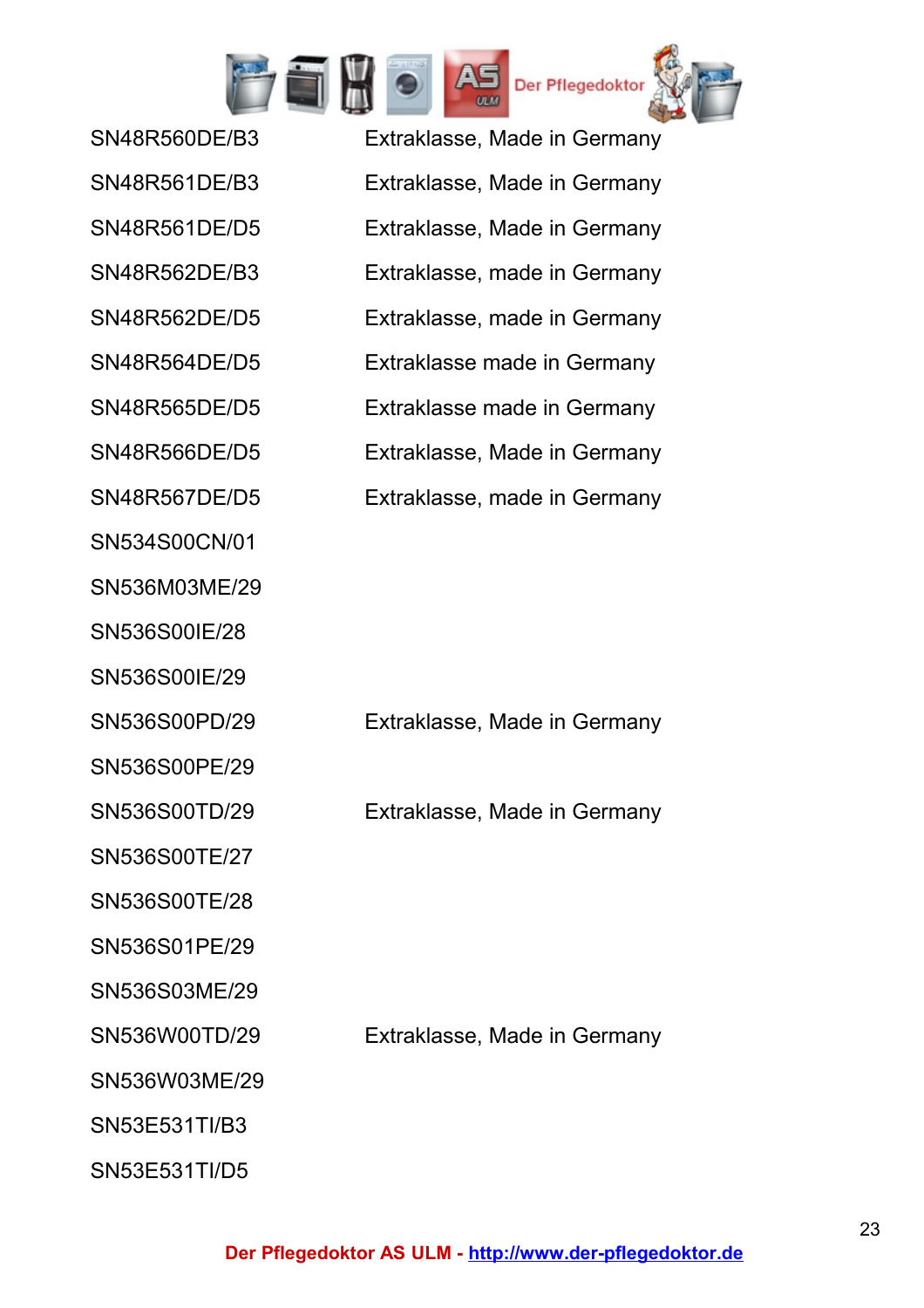| | |
|---|---|
| SN48R560DE/B3 | Extraklasse, Made in Germany |
| SN48R561DE/B3 | Extraklasse, Made in Germany |
| SN48R561DE/D5 | Extraklasse, Made in Germany |
| SN48R562DE/B3 | Extraklasse, made in Germany |
| SN48R562DE/D5 | Extraklasse, made in Germany |
| SN48R564DE/D5 | Extraklasse made in Germany |
| SN48R565DE/D5 | Extraklasse made in Germany |
| SN48R566DE/D5 | Extraklasse, Made in Germany |
| SN48R567DE/D5 | Extraklasse, made in Germany |
| SN534S00CN/01 | |
| SN536M03ME/29 | |
| SN536S00IE/28 | |
| SN536S00IE/29 | |
| SN536S00PD/29 | Extraklasse, Made in Germany |
| SN536S00PE/29 | |
| SN536S00TD/29 | Extraklasse, Made in Germany |
| SN536S00TE/27 | |
| SN536S00TE/28 | |
| SN536S01PE/29 | |
| SN536S03ME/29 | |
| SN536W00TD/29 | Extraklasse, Made in Germany |
| SN536W03ME/29 | |
| SN53E531TI/B3 | |
| SN53E531TI/D5 | |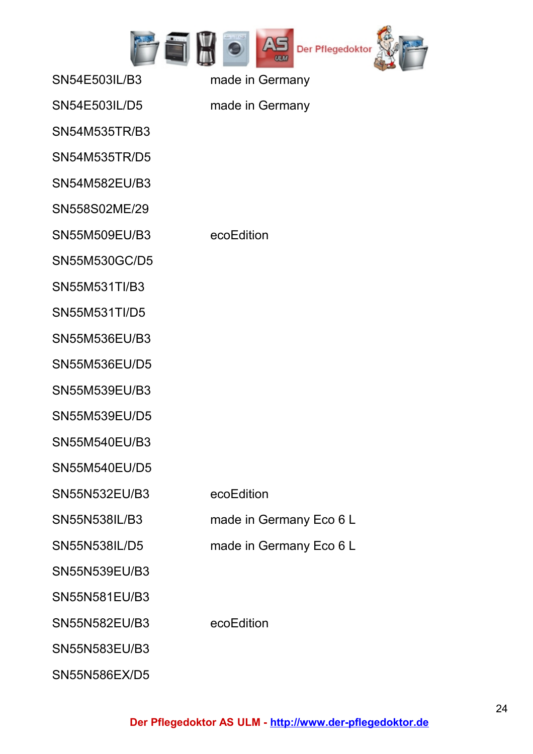| | |
|---|---|
| SN54E503IL/B3 | made in Germany |
| SN54E503IL/D5 | made in Germany |
| SN54M535TR/B3 | |
| SN54M535TR/D5 | |
| SN54M582EU/B3 | |
| SN558S02ME/29 | |
| SN55M509EU/B3 | ecoEdition |
| SN55M530GC/D5 | |
| SN55M531TI/B3 | |
| SN55M531TI/D5 | |
| SN55M536EU/B3 | |
| SN55M536EU/D5 | |
| SN55M539EU/B3 | |
| SN55M539EU/D5 | |
| SN55M540EU/B3 | |
| SN55M540EU/D5 | |
| SN55N532EU/B3 | ecoEdition |
| SN55N538IL/B3 | made in Germany Eco 6 L |
| SN55N538IL/D5 | made in Germany Eco 6 L |
| SN55N539EU/B3 | |
| SN55N581EU/B3 | |
| SN55N582EU/B3 | ecoEdition |
| SN55N583EU/B3 | |
| SN55N586EX/D5 | |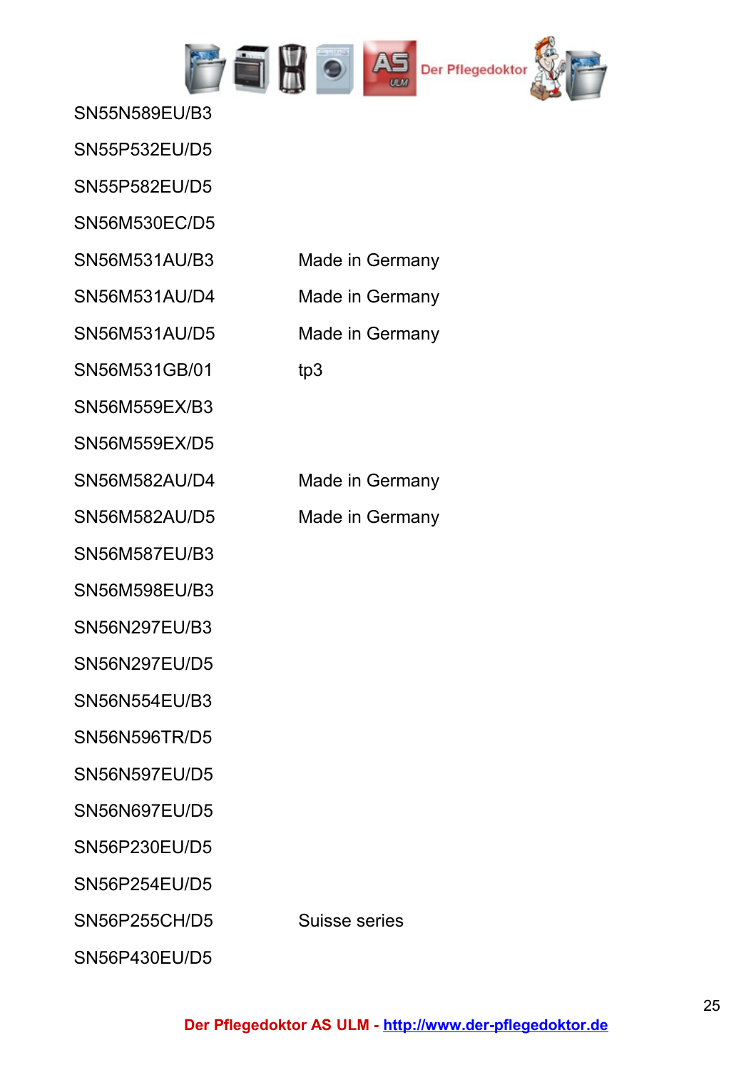| | |
|---|---|
| SN55N589EU/B3 | |
| SN55P532EU/D5 | |
| SN55P582EU/D5 | |
| SN56M530EC/D5 | |
| SN56M531AU/B3 | Made in Germany |
| SN56M531AU/D4 | Made in Germany |
| SN56M531AU/D5 | Made in Germany |
| SN56M531GB/01 | tp3 |
| SN56M559EX/B3 | |
| SN56M559EX/D5 | |
| SN56M582AU/D4 | Made in Germany |
| SN56M582AU/D5 | Made in Germany |
| SN56M587EU/B3 | |
| SN56M598EU/B3 | |
| SN56N297EU/B3 | |
| SN56N297EU/D5 | |
| SN56N554EU/B3 | |
| SN56N596TR/D5 | |
| SN56N597EU/D5 | |
| SN56N697EU/D5 | |
| SN56P230EU/D5 | |
| SN56P254EU/D5 | |
| SN56P255CH/D5 | Suisse series |
| SN56P430EU/D5 | |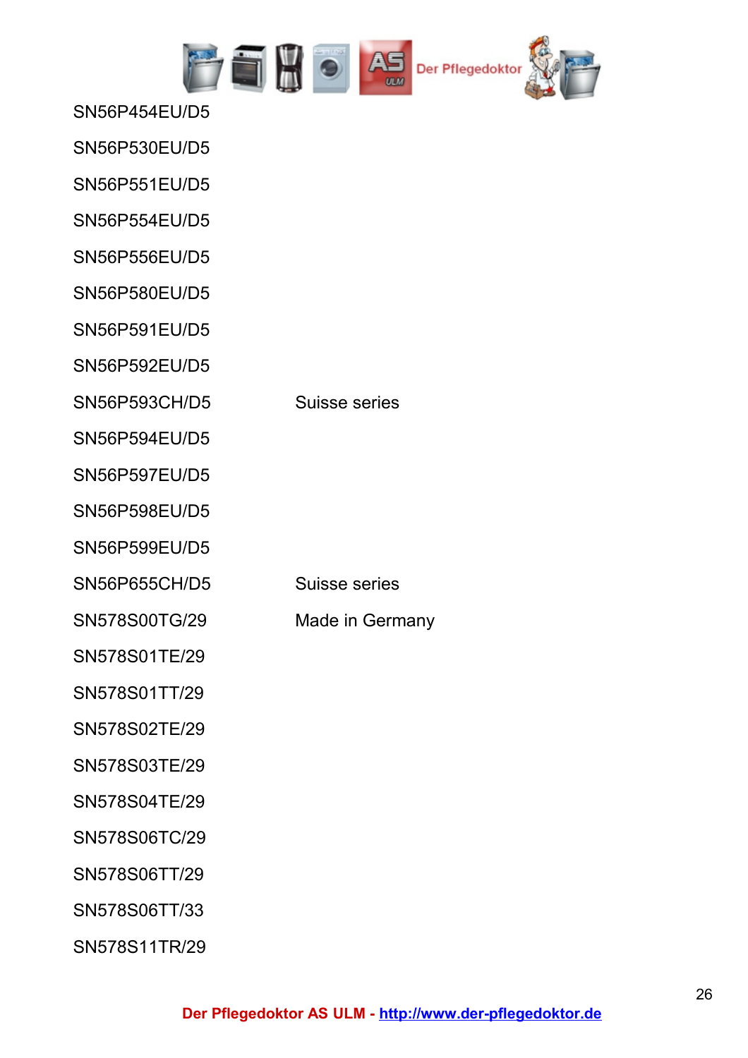| | |
|---|---|
| SN56P454EU/D5 | |
| SN56P530EU/D5 | |
| SN56P551EU/D5 | |
| SN56P554EU/D5 | |
| SN56P556EU/D5 | |
| SN56P580EU/D5 | |
| SN56P591EU/D5 | |
| SN56P592EU/D5 | |
| SN56P593CH/D5 | Suisse series |
| SN56P594EU/D5 | |
| SN56P597EU/D5 | |
| SN56P598EU/D5 | |
| SN56P599EU/D5 | |
| SN56P655CH/D5 | Suisse series |
| SN578S00TG/29 | Made in Germany |
| SN578S01TE/29 | |
| SN578S01TT/29 | |
| SN578S02TE/29 | |
| SN578S03TE/29 | |
| SN578S04TE/29 | |
| SN578S06TC/29 | |
| SN578S06TT/29 | |
| SN578S06TT/33 | |
| SN578S11TR/29 | |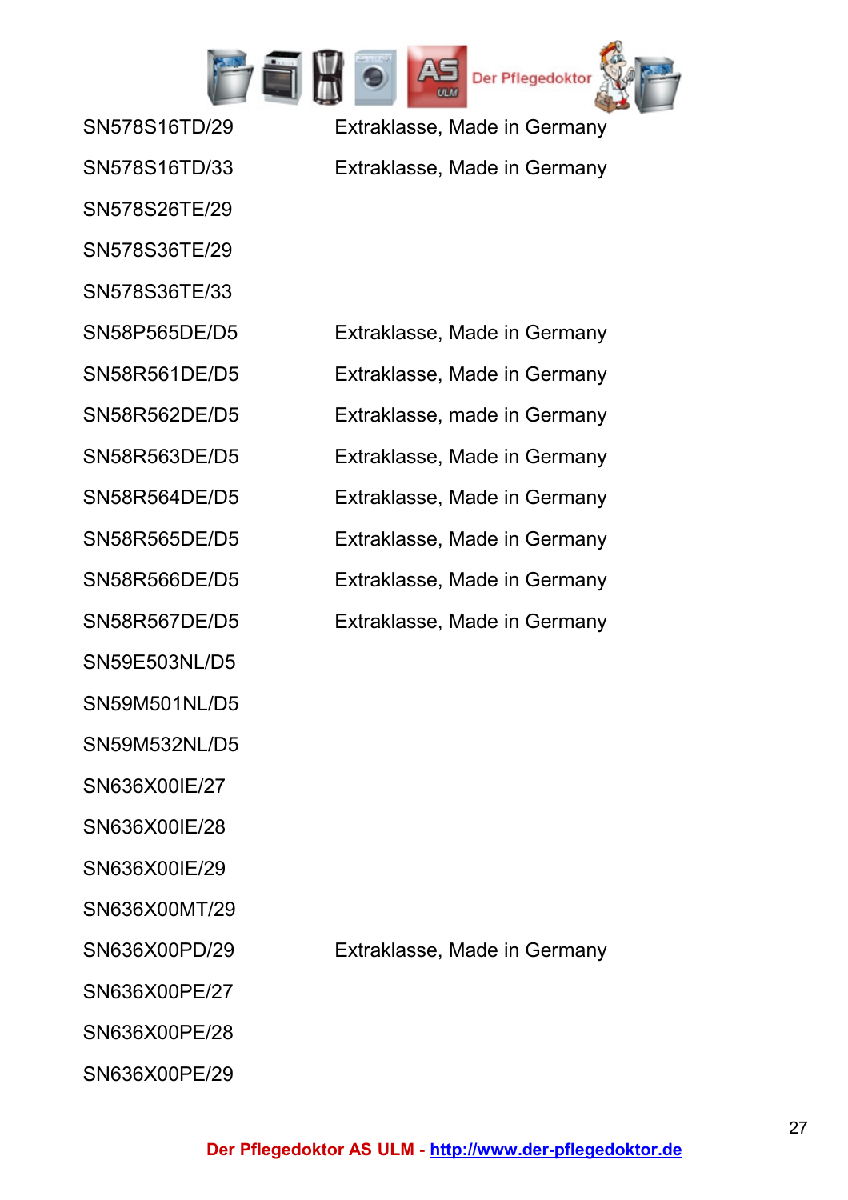| | |
|---|---|
| SN578S16TD/29 | Extraklasse, Made in Germany |
| SN578S16TD/33 | Extraklasse, Made in Germany |
| SN578S26TE/29 | |
| SN578S36TE/29 | |
| SN578S36TE/33 | |
| SN58P565DE/D5 | Extraklasse, Made in Germany |
| SN58R561DE/D5 | Extraklasse, Made in Germany |
| SN58R562DE/D5 | Extraklasse, made in Germany |
| SN58R563DE/D5 | Extraklasse, Made in Germany |
| SN58R564DE/D5 | Extraklasse, Made in Germany |
| SN58R565DE/D5 | Extraklasse, Made in Germany |
| SN58R566DE/D5 | Extraklasse, Made in Germany |
| SN58R567DE/D5 | Extraklasse, Made in Germany |
| SN59E503NL/D5 | |
| SN59M501NL/D5 | |
| SN59M532NL/D5 | |
| SN636X00IE/27 | |
| SN636X00IE/28 | |
| SN636X00IE/29 | |
| SN636X00MT/29 | |
| SN636X00PD/29 | Extraklasse, Made in Germany |
| SN636X00PE/27 | |
| SN636X00PE/28 | |
| SN636X00PE/29 | |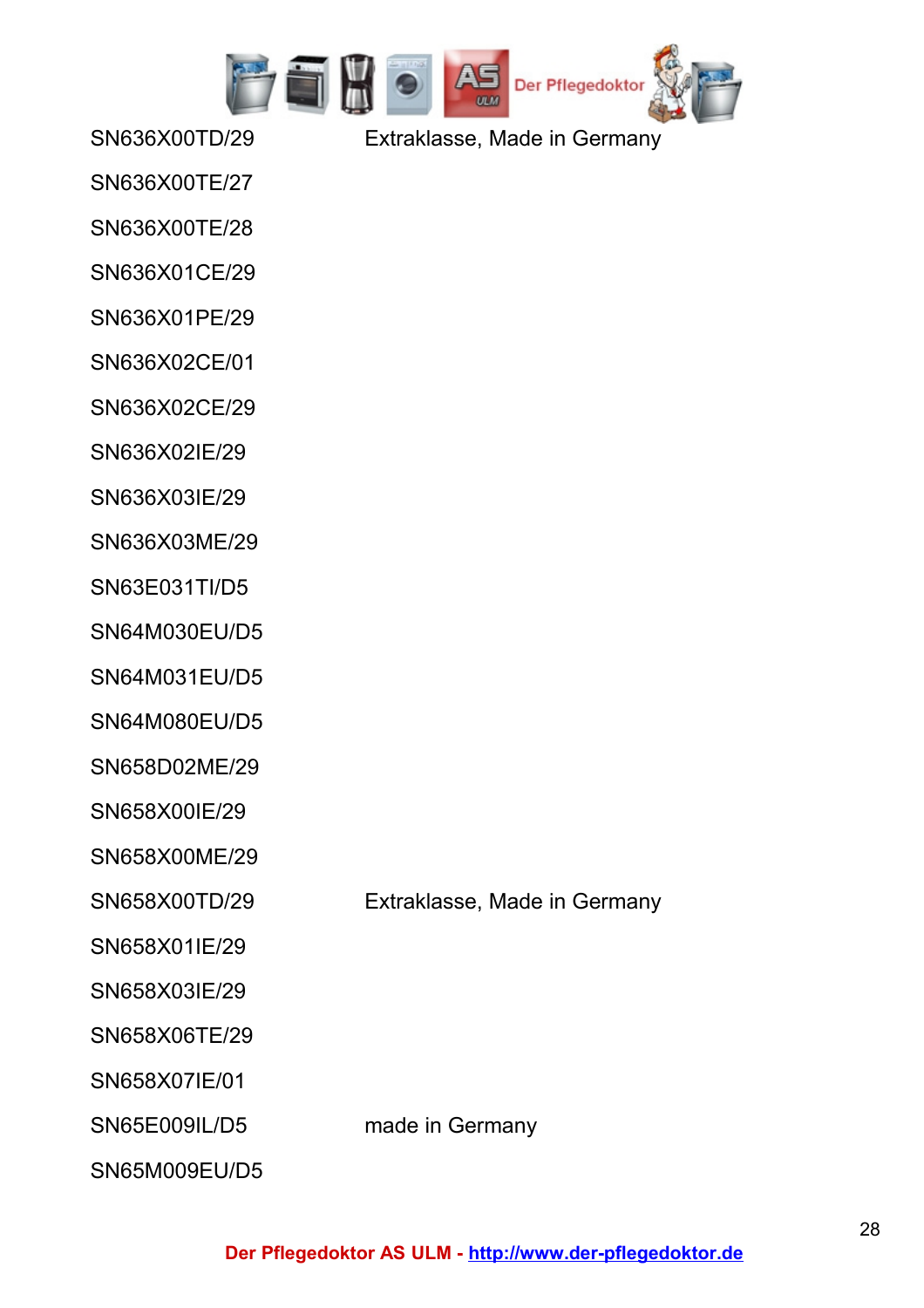| | |
|---|---|
| SN636X00TD/29 | Extraklasse, Made in Germany |
| SN636X00TE/27 | |
| SN636X00TE/28 | |
| SN636X01CE/29 | |
| SN636X01PE/29 | |
| SN636X02CE/01 | |
| SN636X02CE/29 | |
| SN636X02IE/29 | |
| SN636X03IE/29 | |
| SN636X03ME/29 | |
| SN63E031TI/D5 | |
| SN64M030EU/D5 | |
| SN64M031EU/D5 | |
| SN64M080EU/D5 | |
| SN658D02ME/29 | |
| SN658X00IE/29 | |
| SN658X00ME/29 | |
| SN658X00TD/29 | Extraklasse, Made in Germany |
| SN658X01IE/29 | |
| SN658X03IE/29 | |
| SN658X06TE/29 | |
| SN658X07IE/01 | |
| SN65E009IL/D5 | made in Germany |
| SN65M009EU/D5 | |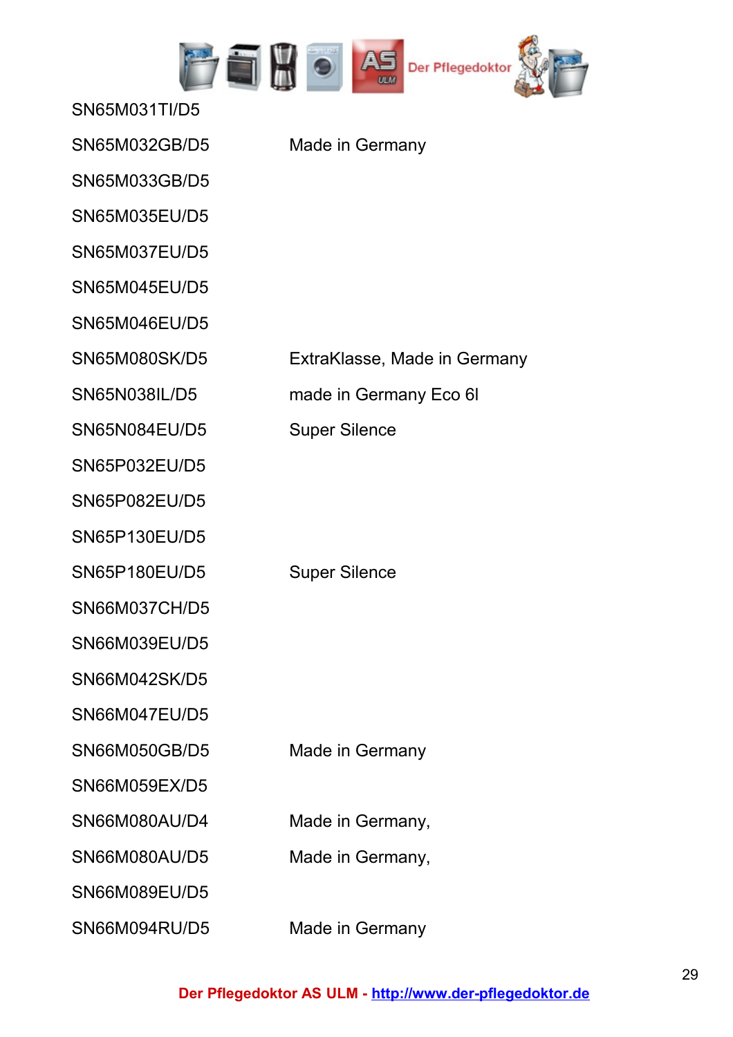| | |
|---|---|
| SN65M031TI/D5 | |
| SN65M032GB/D5 | Made in Germany |
| SN65M033GB/D5 | |
| SN65M035EU/D5 | |
| SN65M037EU/D5 | |
| SN65M045EU/D5 | |
| SN65M046EU/D5 | |
| SN65M080SK/D5 | ExtraKlasse, Made in Germany |
| SN65N038IL/D5 | made in Germany Eco 6l |
| SN65N084EU/D5 | Super Silence |
| SN65P032EU/D5 | |
| SN65P082EU/D5 | |
| SN65P130EU/D5 | |
| SN65P180EU/D5 | Super Silence |
| SN66M037CH/D5 | |
| SN66M039EU/D5 | |
| SN66M042SK/D5 | |
| SN66M047EU/D5 | |
| SN66M050GB/D5 | Made in Germany |
| SN66M059EX/D5 | |
| SN66M080AU/D4 | Made in Germany, |
| SN66M080AU/D5 | Made in Germany, |
| SN66M089EU/D5 | |
| SN66M094RU/D5 | Made in Germany |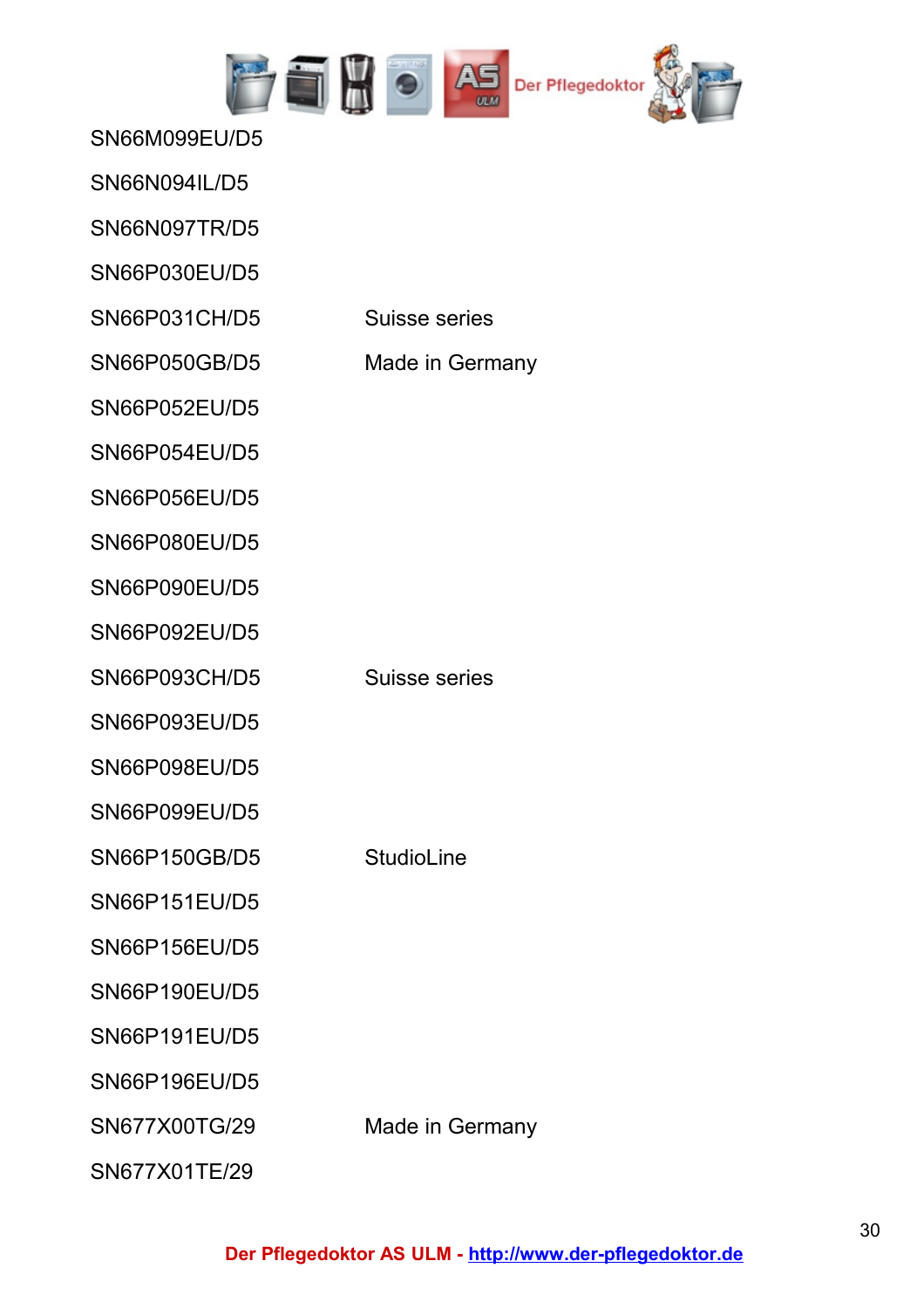| | |
|---|---|
| SN66M099EU/D5 | |
| SN66N094IL/D5 | |
| SN66N097TR/D5 | |
| SN66P030EU/D5 | |
| SN66P031CH/D5 | Suisse series |
| SN66P050GB/D5 | Made in Germany |
| SN66P052EU/D5 | |
| SN66P054EU/D5 | |
| SN66P056EU/D5 | |
| SN66P080EU/D5 | |
| SN66P090EU/D5 | |
| SN66P092EU/D5 | |
| SN66P093CH/D5 | Suisse series |
| SN66P093EU/D5 | |
| SN66P098EU/D5 | |
| SN66P099EU/D5 | |
| SN66P150GB/D5 | StudioLine |
| SN66P151EU/D5 | |
| SN66P156EU/D5 | |
| SN66P190EU/D5 | |
| SN66P191EU/D5 | |
| SN66P196EU/D5 | |
| SN677X00TG/29 | Made in Germany |
| SN677X01TE/29 | |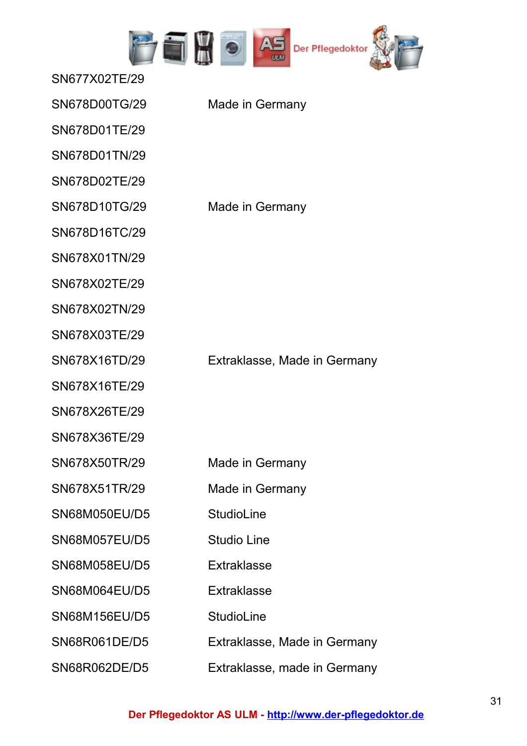| | |
|---|---|
| SN677X02TE/29 | |
| SN678D00TG/29 | Made in Germany |
| SN678D01TE/29 | |
| SN678D01TN/29 | |
| SN678D02TE/29 | |
| SN678D10TG/29 | Made in Germany |
| SN678D16TC/29 | |
| SN678X01TN/29 | |
| SN678X02TE/29 | |
| SN678X02TN/29 | |
| SN678X03TE/29 | |
| SN678X16TD/29 | Extraklasse, Made in Germany |
| SN678X16TE/29 | |
| SN678X26TE/29 | |
| SN678X36TE/29 | |
| SN678X50TR/29 | Made in Germany |
| SN678X51TR/29 | Made in Germany |
| SN68M050EU/D5 | StudioLine |
| SN68M057EU/D5 | Studio Line |
| SN68M058EU/D5 | Extraklasse |
| SN68M064EU/D5 | Extraklasse |
| SN68M156EU/D5 | StudioLine |
| SN68R061DE/D5 | Extraklasse, Made in Germany |
| SN68R062DE/D5 | Extraklasse, made in Germany |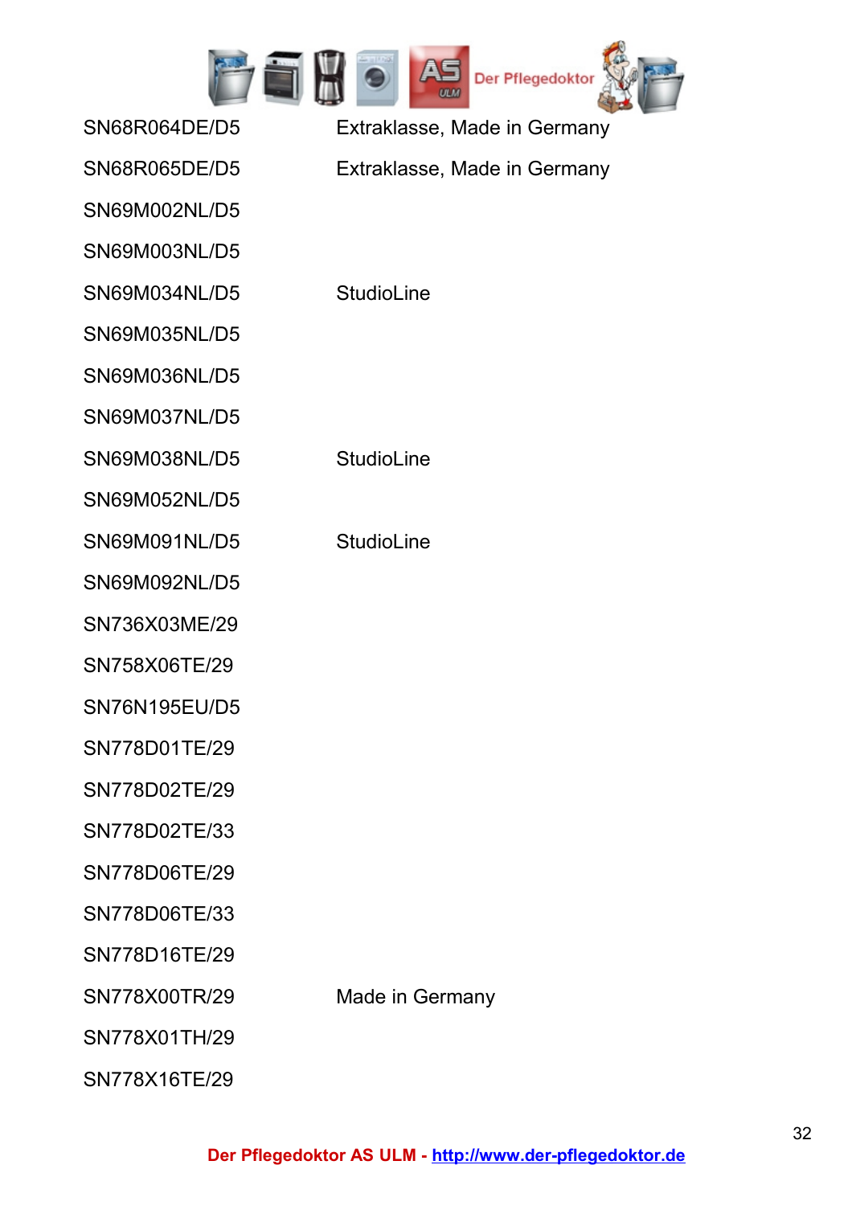| | |
|---|---|
| SN68R064DE/D5 | Extraklasse, Made in Germany |
| SN68R065DE/D5 | Extraklasse, Made in Germany |
| SN69M002NL/D5 | |
| SN69M003NL/D5 | |
| SN69M034NL/D5 | StudioLine |
| SN69M035NL/D5 | |
| SN69M036NL/D5 | |
| SN69M037NL/D5 | |
| SN69M038NL/D5 | StudioLine |
| SN69M052NL/D5 | |
| SN69M091NL/D5 | StudioLine |
| SN69M092NL/D5 | |
| SN736X03ME/29 | |
| SN758X06TE/29 | |
| SN76N195EU/D5 | |
| SN778D01TE/29 | |
| SN778D02TE/29 | |
| SN778D02TE/33 | |
| SN778D06TE/29 | |
| SN778D06TE/33 | |
| SN778D16TE/29 | |
| SN778X00TR/29 | Made in Germany |
| SN778X01TH/29 | |
| SN778X16TE/29 | |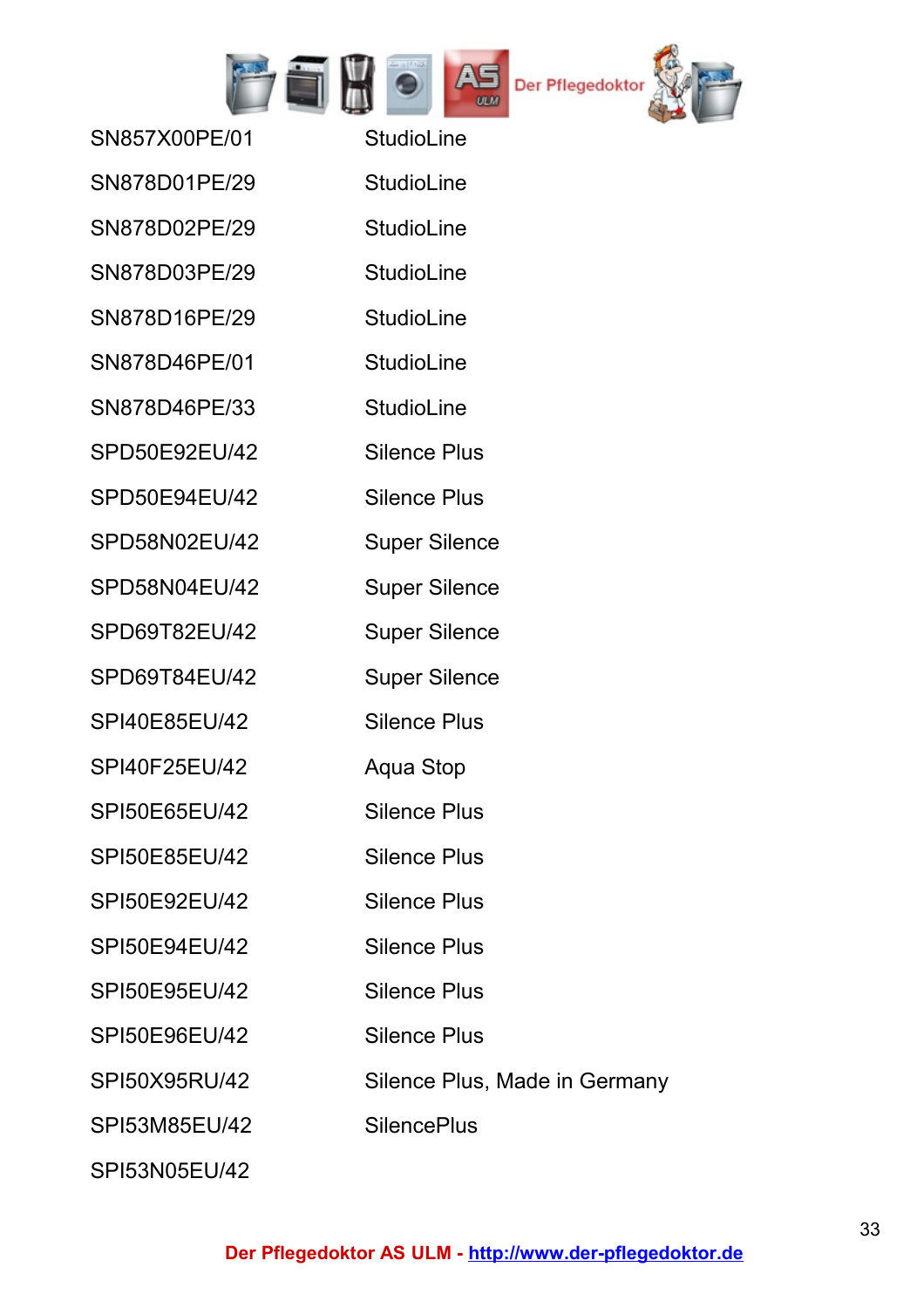| | |
|---|---|
| SN857X00PE/01 | StudioLine |
| SN878D01PE/29 | StudioLine |
| SN878D02PE/29 | StudioLine |
| SN878D03PE/29 | StudioLine |
| SN878D16PE/29 | StudioLine |
| SN878D46PE/01 | StudioLine |
| SN878D46PE/33 | StudioLine |
| SPD50E92EU/42 | Silence Plus |
| SPD50E94EU/42 | Silence Plus |
| SPD58N02EU/42 | Super Silence |
| SPD58N04EU/42 | Super Silence |
| SPD69T82EU/42 | Super Silence |
| SPD69T84EU/42 | Super Silence |
| SPI40E85EU/42 | Silence Plus |
| SPI40F25EU/42 | Aqua Stop |
| SPI50E65EU/42 | Silence Plus |
| SPI50E85EU/42 | Silence Plus |
| SPI50E92EU/42 | Silence Plus |
| SPI50E94EU/42 | Silence Plus |
| SPI50E95EU/42 | Silence Plus |
| SPI50E96EU/42 | Silence Plus |
| SPI50X95RU/42 | Silence Plus, Made in Germany |
| SPI53M85EU/42 | SilencePlus |
| SPI53N05EU/42 | |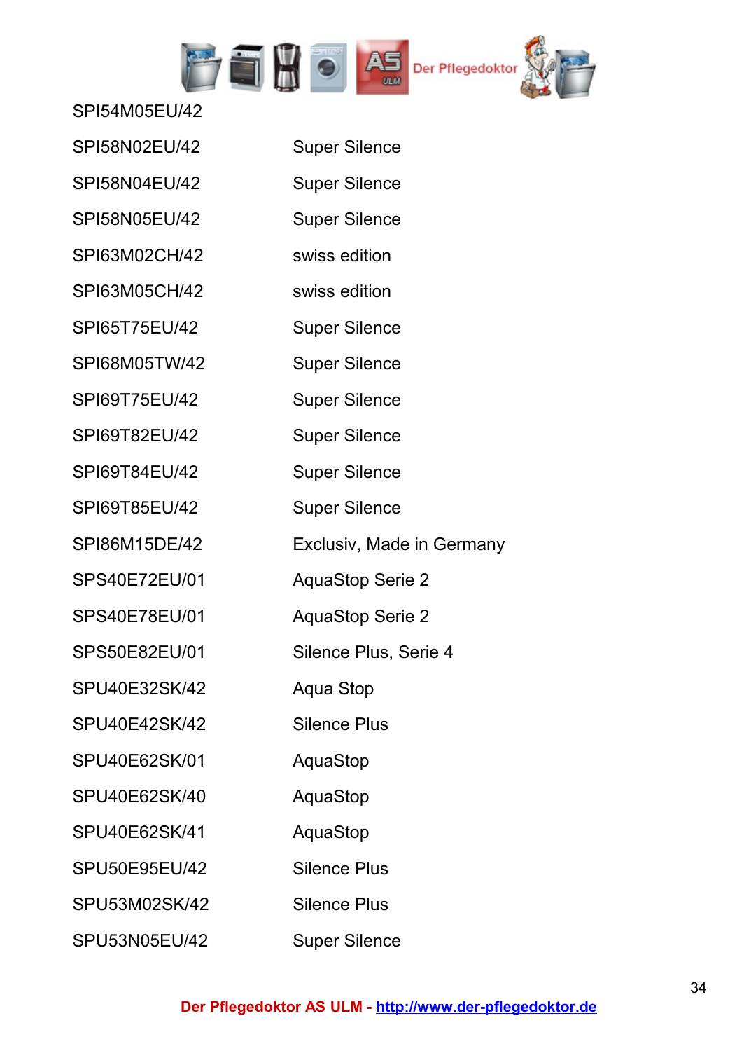| | |
|---|---|
| SPI54M05EU/42 | |
| SPI58N02EU/42 | Super Silence |
| SPI58N04EU/42 | Super Silence |
| SPI58N05EU/42 | Super Silence |
| SPI63M02CH/42 | swiss edition |
| SPI63M05CH/42 | swiss edition |
| SPI65T75EU/42 | Super Silence |
| SPI68M05TW/42 | Super Silence |
| SPI69T75EU/42 | Super Silence |
| SPI69T82EU/42 | Super Silence |
| SPI69T84EU/42 | Super Silence |
| SPI69T85EU/42 | Super Silence |
| SPI86M15DE/42 | Exclusiv, Made in Germany |
| SPS40E72EU/01 | AquaStop Serie 2 |
| SPS40E78EU/01 | AquaStop Serie 2 |
| SPS50E82EU/01 | Silence Plus, Serie 4 |
| SPU40E32SK/42 | Aqua Stop |
| SPU40E42SK/42 | Silence Plus |
| SPU40E62SK/01 | AquaStop |
| SPU40E62SK/40 | AquaStop |
| SPU40E62SK/41 | AquaStop |
| SPU50E95EU/42 | Silence Plus |
| SPU53M02SK/42 | Silence Plus |
| SPU53N05EU/42 | Super Silence |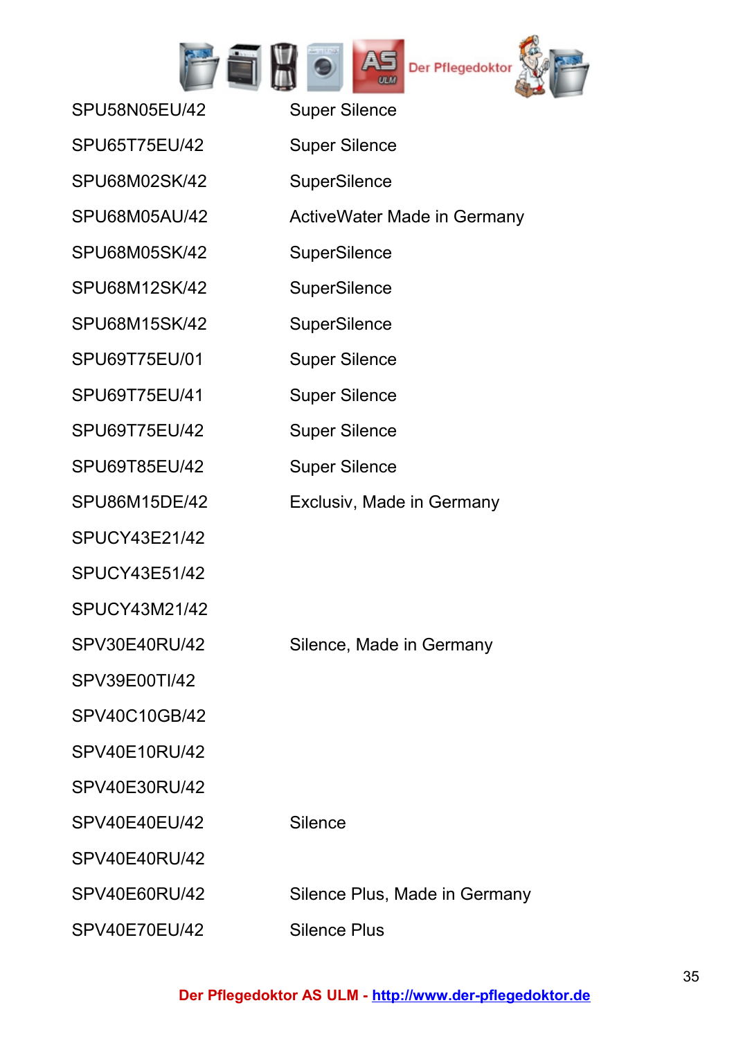| | |
|---|---|
| SPU58N05EU/42 | Super Silence |
| SPU65T75EU/42 | Super Silence |
| SPU68M02SK/42 | SuperSilence |
| SPU68M05AU/42 | ActiveWater Made in Germany |
| SPU68M05SK/42 | SuperSilence |
| SPU68M12SK/42 | SuperSilence |
| SPU68M15SK/42 | SuperSilence |
| SPU69T75EU/01 | Super Silence |
| SPU69T75EU/41 | Super Silence |
| SPU69T75EU/42 | Super Silence |
| SPU69T85EU/42 | Super Silence |
| SPU86M15DE/42 | Exclusiv, Made in Germany |
| SPUCY43E21/42 | |
| SPUCY43E51/42 | |
| SPUCY43M21/42 | |
| SPV30E40RU/42 | Silence, Made in Germany |
| SPV39E00TI/42 | |
| SPV40C10GB/42 | |
| SPV40E10RU/42 | |
| SPV40E30RU/42 | |
| SPV40E40EU/42 | Silence |
| SPV40E40RU/42 | |
| SPV40E60RU/42 | Silence Plus, Made in Germany |
| SPV40E70EU/42 | Silence Plus |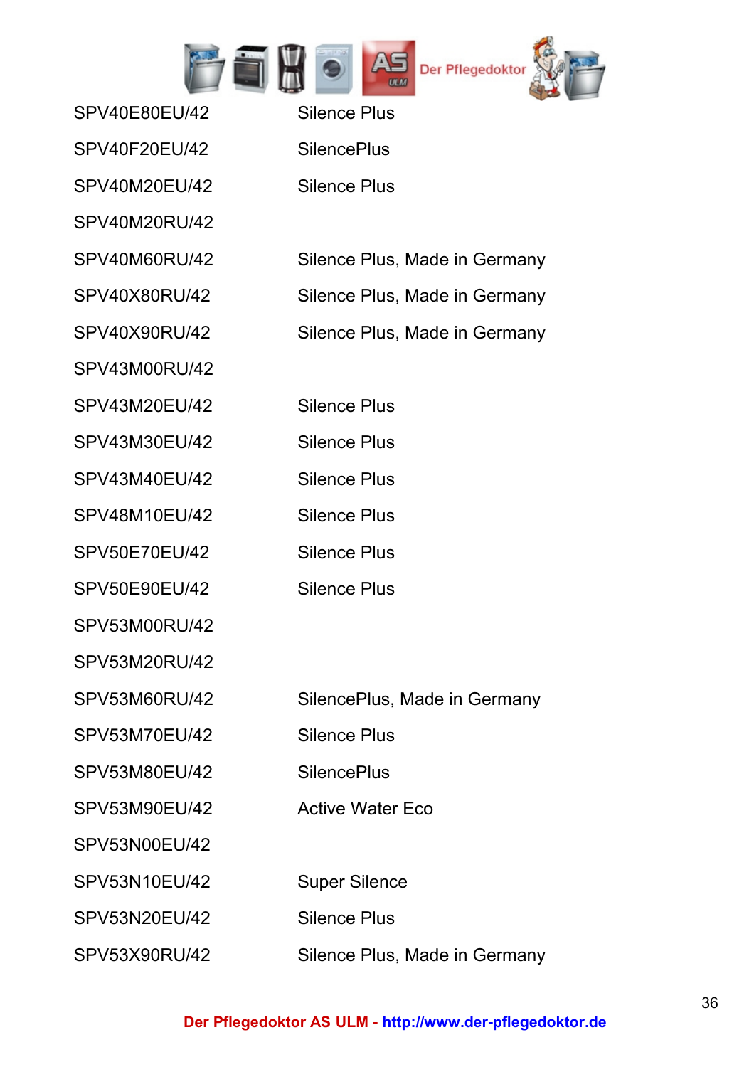| | |
|---|---|
| SPV40E80EU/42 | Silence Plus |
| SPV40F20EU/42 | SilencePlus |
| SPV40M20EU/42 | Silence Plus |
| SPV40M20RU/42 | |
| SPV40M60RU/42 | Silence Plus, Made in Germany |
| SPV40X80RU/42 | Silence Plus, Made in Germany |
| SPV40X90RU/42 | Silence Plus, Made in Germany |
| SPV43M00RU/42 | |
| SPV43M20EU/42 | Silence Plus |
| SPV43M30EU/42 | Silence Plus |
| SPV43M40EU/42 | Silence Plus |
| SPV48M10EU/42 | Silence Plus |
| SPV50E70EU/42 | Silence Plus |
| SPV50E90EU/42 | Silence Plus |
| SPV53M00RU/42 | |
| SPV53M20RU/42 | |
| SPV53M60RU/42 | SilencePlus, Made in Germany |
| SPV53M70EU/42 | Silence Plus |
| SPV53M80EU/42 | SilencePlus |
| SPV53M90EU/42 | Active Water Eco |
| SPV53N00EU/42 | |
| SPV53N10EU/42 | Super Silence |
| SPV53N20EU/42 | Silence Plus |
| SPV53X90RU/42 | Silence Plus, Made in Germany |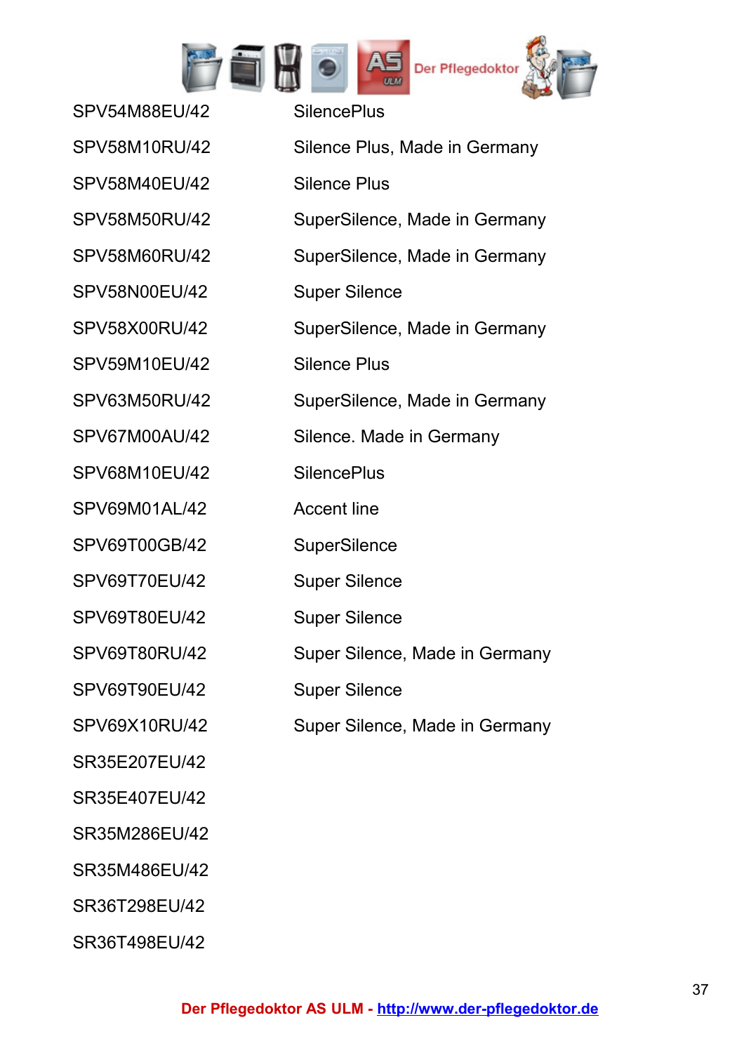| | |
|---|---|
| SPV54M88EU/42 | SilencePlus |
| SPV58M10RU/42 | Silence Plus, Made in Germany |
| SPV58M40EU/42 | Silence Plus |
| SPV58M50RU/42 | SuperSilence, Made in Germany |
| SPV58M60RU/42 | SuperSilence, Made in Germany |
| SPV58N00EU/42 | Super Silence |
| SPV58X00RU/42 | SuperSilence, Made in Germany |
| SPV59M10EU/42 | Silence Plus |
| SPV63M50RU/42 | SuperSilence, Made in Germany |
| SPV67M00AU/42 | Silence. Made in Germany |
| SPV68M10EU/42 | SilencePlus |
| SPV69M01AL/42 | Accent line |
| SPV69T00GB/42 | SuperSilence |
| SPV69T70EU/42 | Super Silence |
| SPV69T80EU/42 | Super Silence |
| SPV69T80RU/42 | Super Silence, Made in Germany |
| SPV69T90EU/42 | Super Silence |
| SPV69X10RU/42 | Super Silence, Made in Germany |
| SR35E207EU/42 | |
| SR35E407EU/42 | |
| SR35M286EU/42 | |
| SR35M486EU/42 | |
| SR36T298EU/42 | |
| SR36T498EU/42 | |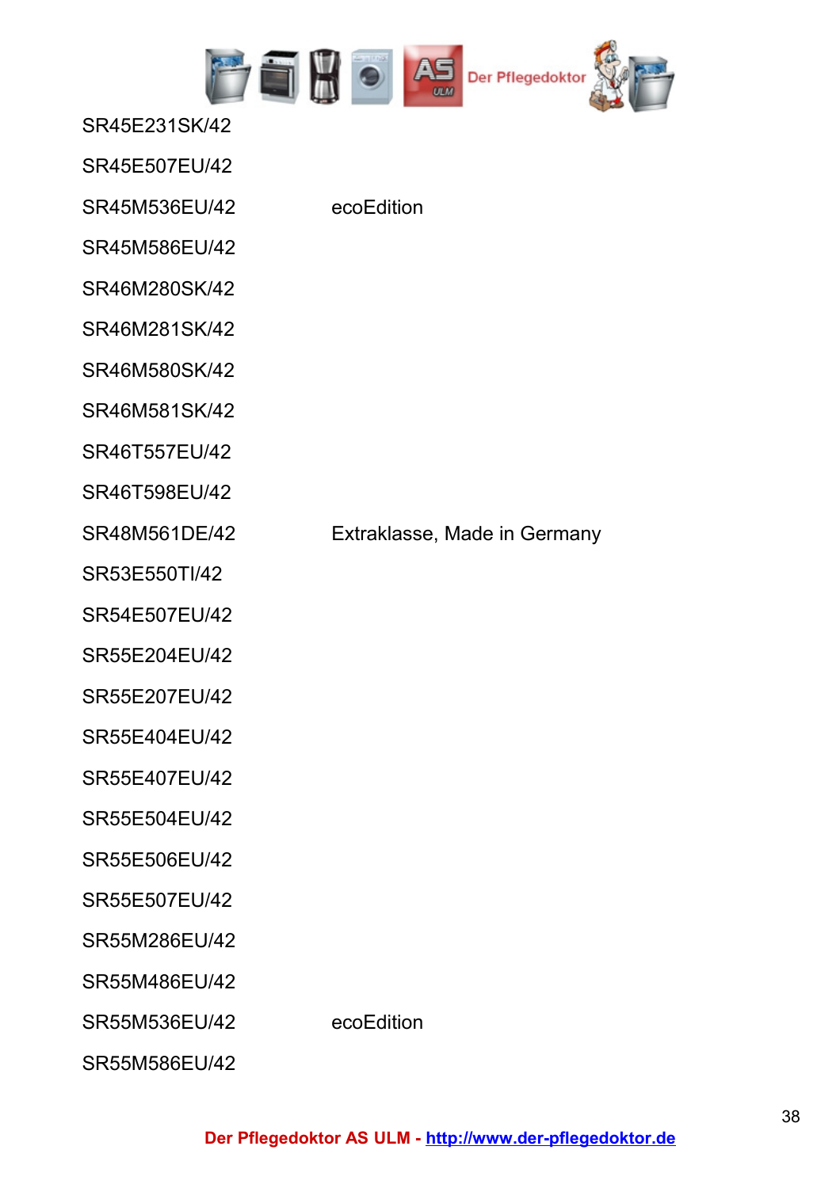| | |
|---|---|
| SR45E231SK/42 | |
| SR45E507EU/42 | |
| SR45M536EU/42 | ecoEdition |
| SR45M586EU/42 | |
| SR46M280SK/42 | |
| SR46M281SK/42 | |
| SR46M580SK/42 | |
| SR46M581SK/42 | |
| SR46T557EU/42 | |
| SR46T598EU/42 | |
| SR48M561DE/42 | Extraklasse, Made in Germany |
| SR53E550TI/42 | |
| SR54E507EU/42 | |
| SR55E204EU/42 | |
| SR55E207EU/42 | |
| SR55E404EU/42 | |
| SR55E407EU/42 | |
| SR55E504EU/42 | |
| SR55E506EU/42 | |
| SR55E507EU/42 | |
| SR55M286EU/42 | |
| SR55M486EU/42 | |
| SR55M536EU/42 | ecoEdition |
| SR55M586EU/42 | |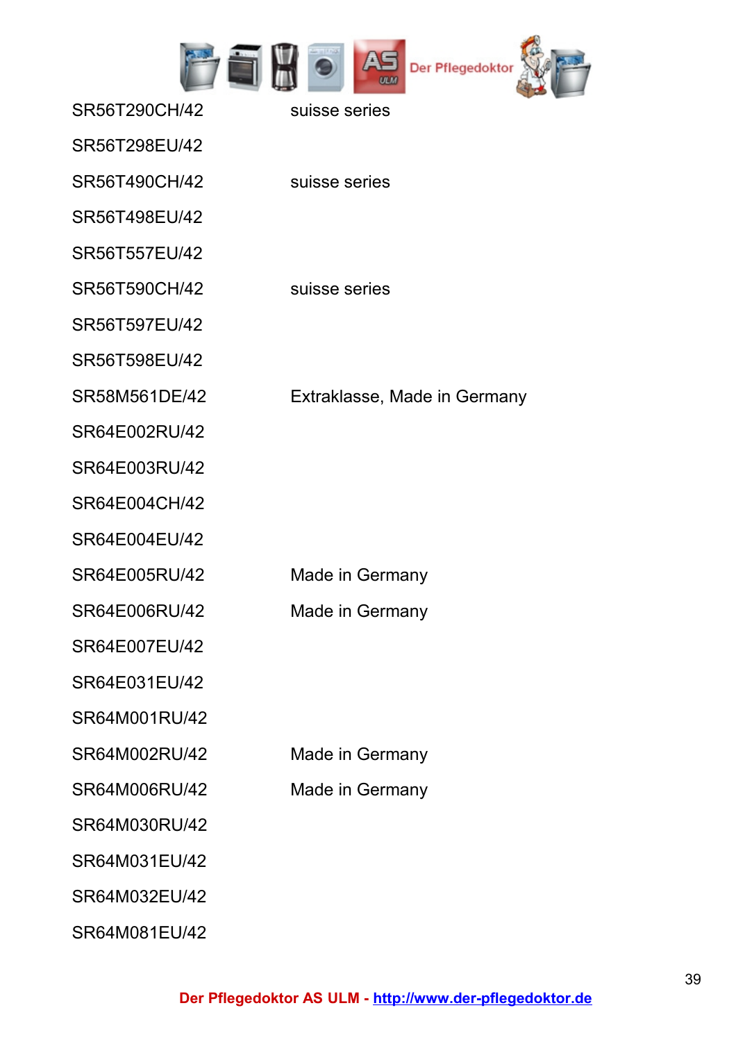| | |
|---|---|
| SR56T290CH/42 | suisse series |
| SR56T298EU/42 | |
| SR56T490CH/42 | suisse series |
| SR56T498EU/42 | |
| SR56T557EU/42 | |
| SR56T590CH/42 | suisse series |
| SR56T597EU/42 | |
| SR56T598EU/42 | |
| SR58M561DE/42 | Extraklasse, Made in Germany |
| SR64E002RU/42 | |
| SR64E003RU/42 | |
| SR64E004CH/42 | |
| SR64E004EU/42 | |
| SR64E005RU/42 | Made in Germany |
| SR64E006RU/42 | Made in Germany |
| SR64E007EU/42 | |
| SR64E031EU/42 | |
| SR64M001RU/42 | |
| SR64M002RU/42 | Made in Germany |
| SR64M006RU/42 | Made in Germany |
| SR64M030RU/42 | |
| SR64M031EU/42 | |
| SR64M032EU/42 | |
| SR64M081EU/42 | |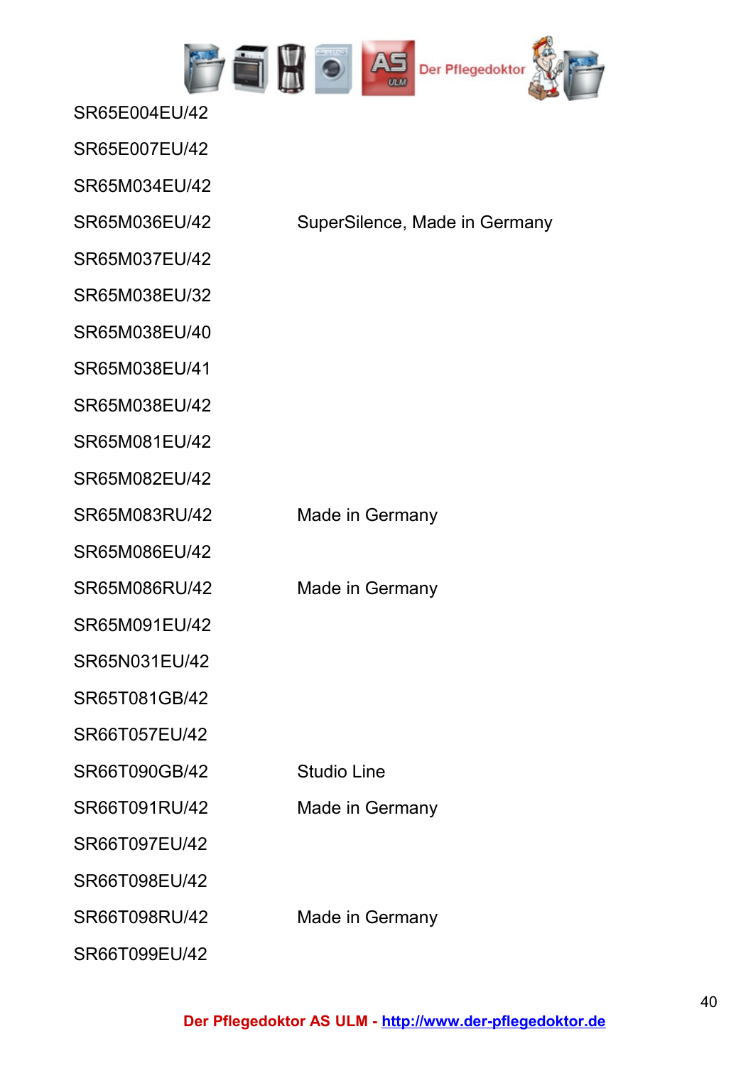| | |
|---|---|
| SR65E004EU/42 | |
| SR65E007EU/42 | |
| SR65M034EU/42 | |
| SR65M036EU/42 | SuperSilence, Made in Germany |
| SR65M037EU/42 | |
| SR65M038EU/32 | |
| SR65M038EU/40 | |
| SR65M038EU/41 | |
| SR65M038EU/42 | |
| SR65M081EU/42 | |
| SR65M082EU/42 | |
| SR65M083RU/42 | Made in Germany |
| SR65M086EU/42 | |
| SR65M086RU/42 | Made in Germany |
| SR65M091EU/42 | |
| SR65N031EU/42 | |
| SR65T081GB/42 | |
| SR66T057EU/42 | |
| SR66T090GB/42 | Studio Line |
| SR66T091RU/42 | Made in Germany |
| SR66T097EU/42 | |
| SR66T098EU/42 | |
| SR66T098RU/42 | Made in Germany |
| SR66T099EU/42 | |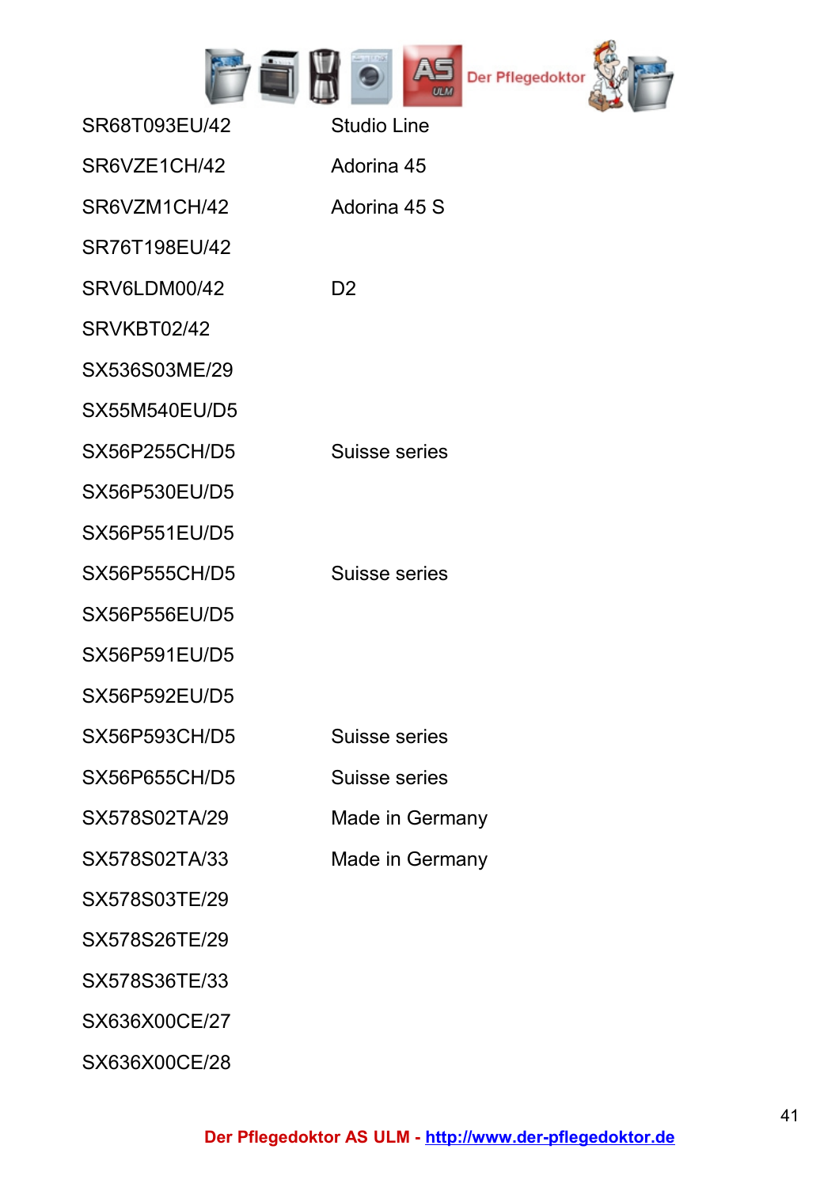| | |
|---|---|
| SR68T093EU/42 | Studio Line |
| SR6VZE1CH/42 | Adorina 45 |
| SR6VZM1CH/42 | Adorina 45 S |
| SR76T198EU/42 | |
| SRV6LDM00/42 | D2 |
| SRVKBT02/42 | |
| SX536S03ME/29 | |
| SX55M540EU/D5 | |
| SX56P255CH/D5 | Suisse series |
| SX56P530EU/D5 | |
| SX56P551EU/D5 | |
| SX56P555CH/D5 | Suisse series |
| SX56P556EU/D5 | |
| SX56P591EU/D5 | |
| SX56P592EU/D5 | |
| SX56P593CH/D5 | Suisse series |
| SX56P655CH/D5 | Suisse series |
| SX578S02TA/29 | Made in Germany |
| SX578S02TA/33 | Made in Germany |
| SX578S03TE/29 | |
| SX578S26TE/29 | |
| SX578S36TE/33 | |
| SX636X00CE/27 | |
| SX636X00CE/28 | |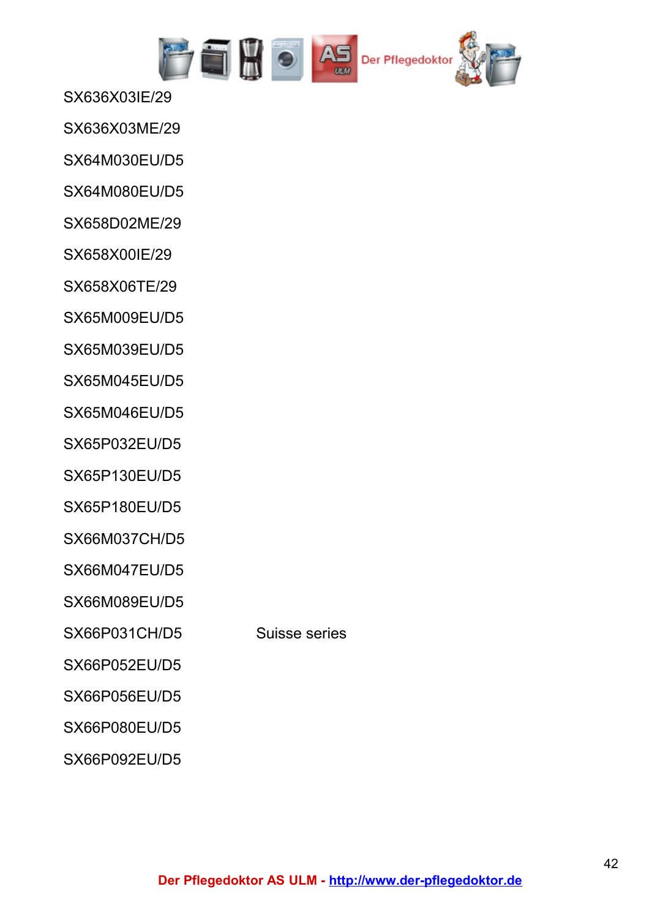SX636X03IE/29

SX636X03ME/29

SX64M030EU/D5

SX64M080EU/D5

SX658D02ME/29

SX658X00IE/29

SX658X06TE/29

SX65M009EU/D5

SX65M039EU/D5

SX65M045EU/D5

SX65M046EU/D5

SX65P032EU/D5

SX65P130EU/D5

SX65P180EU/D5

SX66M037CH/D5

SX66M047EU/D5

SX66M089EU/D5

SX66P031CH/D5 Suisse series

SX66P052EU/D5

SX66P056EU/D5

SX66P080EU/D5

SX66P092EU/D5